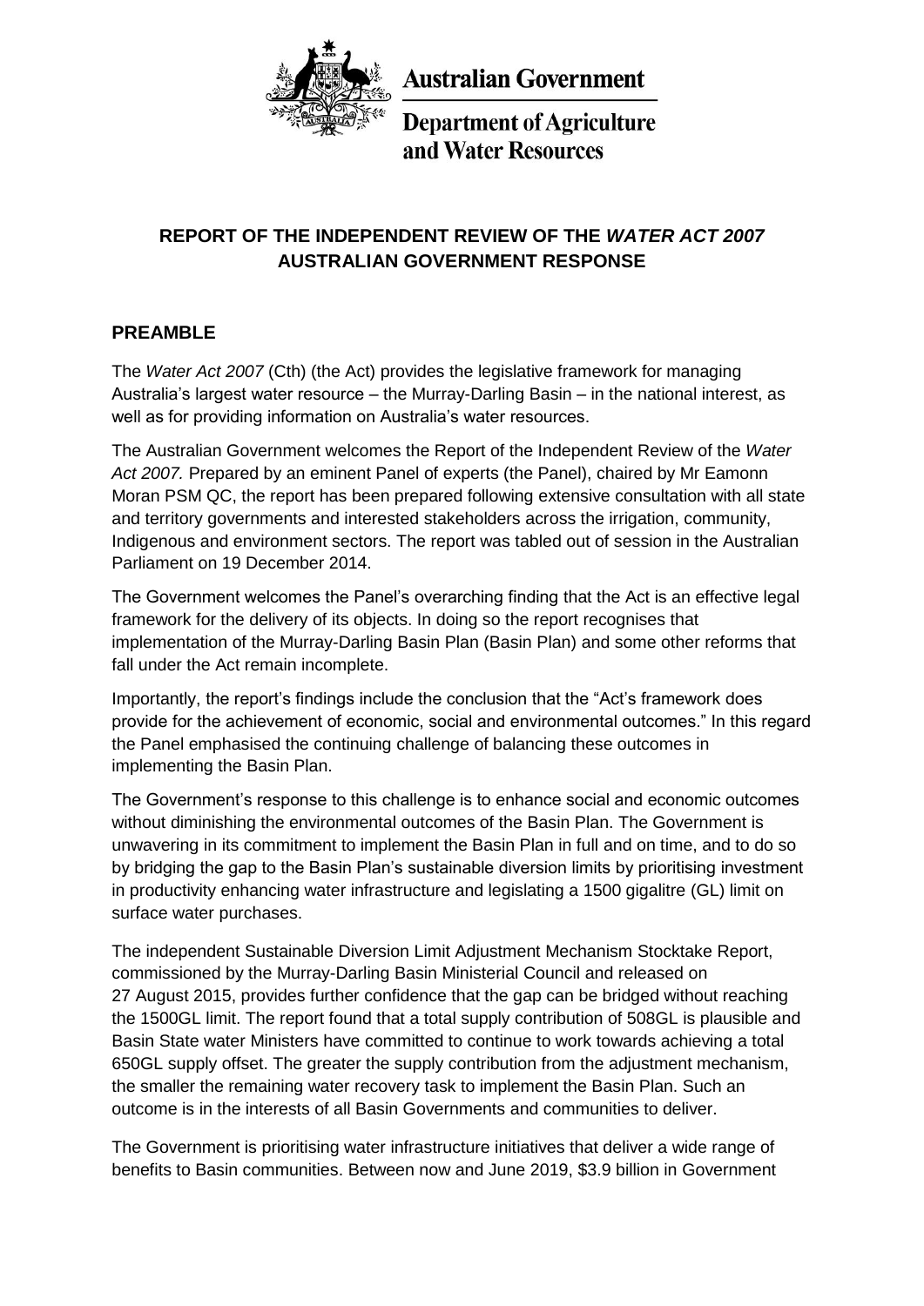**Australian Government**

**Department of Agriculture and Water Resources**

## REPORT OF THE INDEPENDENT REVIEW OF THE *WATER ACT 2007* AUSTRALIAN GOVERNMENT RESPONSE

## PREAMBLE

The *Water Act 2007* (Cth) (the Act) provides the legislative framework for managing Australia's largest water resource – the Murray-Darling Basin – in the national interest, as well as for providing information on Australia's water resources.

The Australian Government welcomes the Report of the Independent Review of the *Water Act 2007.* Prepared by an eminent Panel of experts (the Panel), chaired by Mr Eamonn Moran PSM QC, the report has been prepared following extensive consultation with all state and territory governments and interested stakeholders across the irrigation, community, Indigenous and environment sectors. The report was tabled out of session in the Australian Parliament on 19 December 2014.

The Government welcomes the Panel's overarching finding that the Act is an effective legal framework for the delivery of its objects. In doing so the report recognises that implementation of the Murray-Darling Basin Plan (Basin Plan) and some other reforms that fall under the Act remain incomplete.

Importantly, the report's findings include the conclusion that the "Act's framework does provide for the achievement of economic, social and environmental outcomes." In this regard the Panel emphasised the continuing challenge of balancing these outcomes in implementing the Basin Plan.

The Government's response to this challenge is to enhance social and economic outcomes without diminishing the environmental outcomes of the Basin Plan. The Government is unwavering in its commitment to implement the Basin Plan in full and on time, and to do so by bridging the gap to the Basin Plan's sustainable diversion limits by prioritising investment in productivity enhancing water infrastructure and legislating a 1500 gigalitre (GL) limit on surface water purchases.

The independent Sustainable Diversion Limit Adjustment Mechanism Stocktake Report, commissioned by the Murray-Darling Basin Ministerial Council and released on 27 August 2015, provides further confidence that the gap can be bridged without reaching the 1500GL limit. The report found that a total supply contribution of 508GL is plausible and Basin State water Ministers have committed to continue to work towards achieving a total 650GL supply offset. The greater the supply contribution from the adjustment mechanism, the smaller the remaining water recovery task to implement the Basin Plan. Such an outcome is in the interests of all Basin Governments and communities to deliver.

The Government is prioritising water infrastructure initiatives that deliver a wide range of benefits to Basin communities. Between now and June 2019, $3.9 billion in Government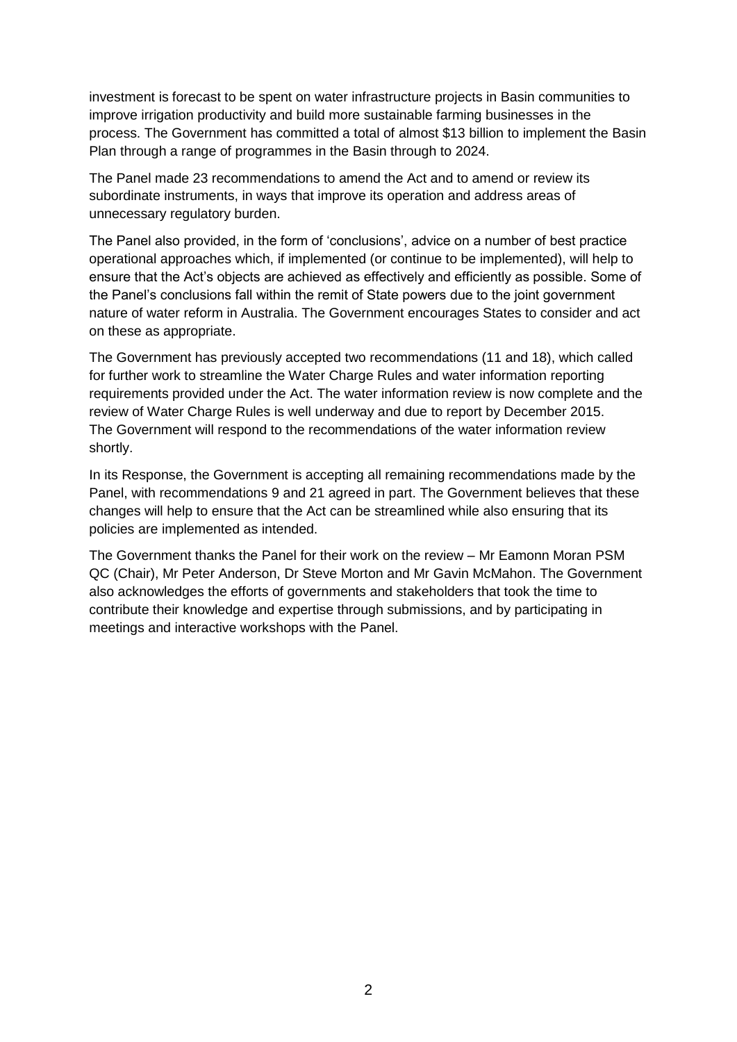investment is forecast to be spent on water infrastructure projects in Basin communities to improve irrigation productivity and build more sustainable farming businesses in the process. The Government has committed a total of almost $13 billion to implement the Basin Plan through a range of programmes in the Basin through to 2024.

The Panel made 23 recommendations to amend the Act and to amend or review its subordinate instruments, in ways that improve its operation and address areas of unnecessary regulatory burden.

The Panel also provided, in the form of 'conclusions', advice on a number of best practice operational approaches which, if implemented (or continue to be implemented), will help to ensure that the Act's objects are achieved as effectively and efficiently as possible. Some of the Panel's conclusions fall within the remit of State powers due to the joint government nature of water reform in Australia. The Government encourages States to consider and act on these as appropriate.

The Government has previously accepted two recommendations (11 and 18), which called for further work to streamline the Water Charge Rules and water information reporting requirements provided under the Act. The water information review is now complete and the review of Water Charge Rules is well underway and due to report by December 2015. The Government will respond to the recommendations of the water information review shortly.

In its Response, the Government is accepting all remaining recommendations made by the Panel, with recommendations 9 and 21 agreed in part. The Government believes that these changes will help to ensure that the Act can be streamlined while also ensuring that its policies are implemented as intended.

The Government thanks the Panel for their work on the review – Mr Eamonn Moran PSM QC (Chair), Mr Peter Anderson, Dr Steve Morton and Mr Gavin McMahon. The Government also acknowledges the efforts of governments and stakeholders that took the time to contribute their knowledge and expertise through submissions, and by participating in meetings and interactive workshops with the Panel.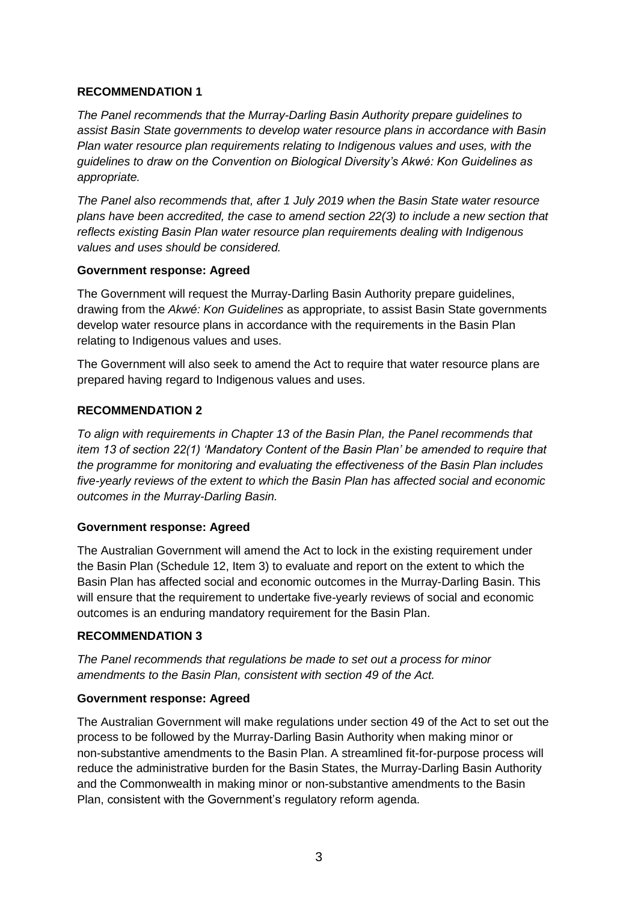**RECOMMENDATION 1**

*The Panel recommends that the Murray-Darling Basin Authority prepare guidelines to assist Basin State governments to develop water resource plans in accordance with Basin Plan water resource plan requirements relating to Indigenous values and uses, with the guidelines to draw on the Convention on Biological Diversity's Akwé: Kon Guidelines as appropriate.*

*The Panel also recommends that, after 1 July 2019 when the Basin State water resource plans have been accredited, the case to amend section 22(3) to include a new section that reflects existing Basin Plan water resource plan requirements dealing with Indigenous values and uses should be considered.*

**Government response: Agreed**

The Government will request the Murray-Darling Basin Authority prepare guidelines, drawing from the *Akwé: Kon Guidelines* as appropriate, to assist Basin State governments develop water resource plans in accordance with the requirements in the Basin Plan relating to Indigenous values and uses.

The Government will also seek to amend the Act to require that water resource plans are prepared having regard to Indigenous values and uses.

**RECOMMENDATION 2**

*To align with requirements in Chapter 13 of the Basin Plan, the Panel recommends that item 13 of section 22(1) 'Mandatory Content of the Basin Plan' be amended to require that the programme for monitoring and evaluating the effectiveness of the Basin Plan includes five-yearly reviews of the extent to which the Basin Plan has affected social and economic outcomes in the Murray-Darling Basin.*

**Government response: Agreed**

The Australian Government will amend the Act to lock in the existing requirement under the Basin Plan (Schedule 12, Item 3) to evaluate and report on the extent to which the Basin Plan has affected social and economic outcomes in the Murray-Darling Basin. This will ensure that the requirement to undertake five-yearly reviews of social and economic outcomes is an enduring mandatory requirement for the Basin Plan.

**RECOMMENDATION 3**

*The Panel recommends that regulations be made to set out a process for minor amendments to the Basin Plan, consistent with section 49 of the Act.*

**Government response: Agreed**

The Australian Government will make regulations under section 49 of the Act to set out the process to be followed by the Murray-Darling Basin Authority when making minor or non-substantive amendments to the Basin Plan. A streamlined fit-for-purpose process will reduce the administrative burden for the Basin States, the Murray-Darling Basin Authority and the Commonwealth in making minor or non-substantive amendments to the Basin Plan, consistent with the Government's regulatory reform agenda.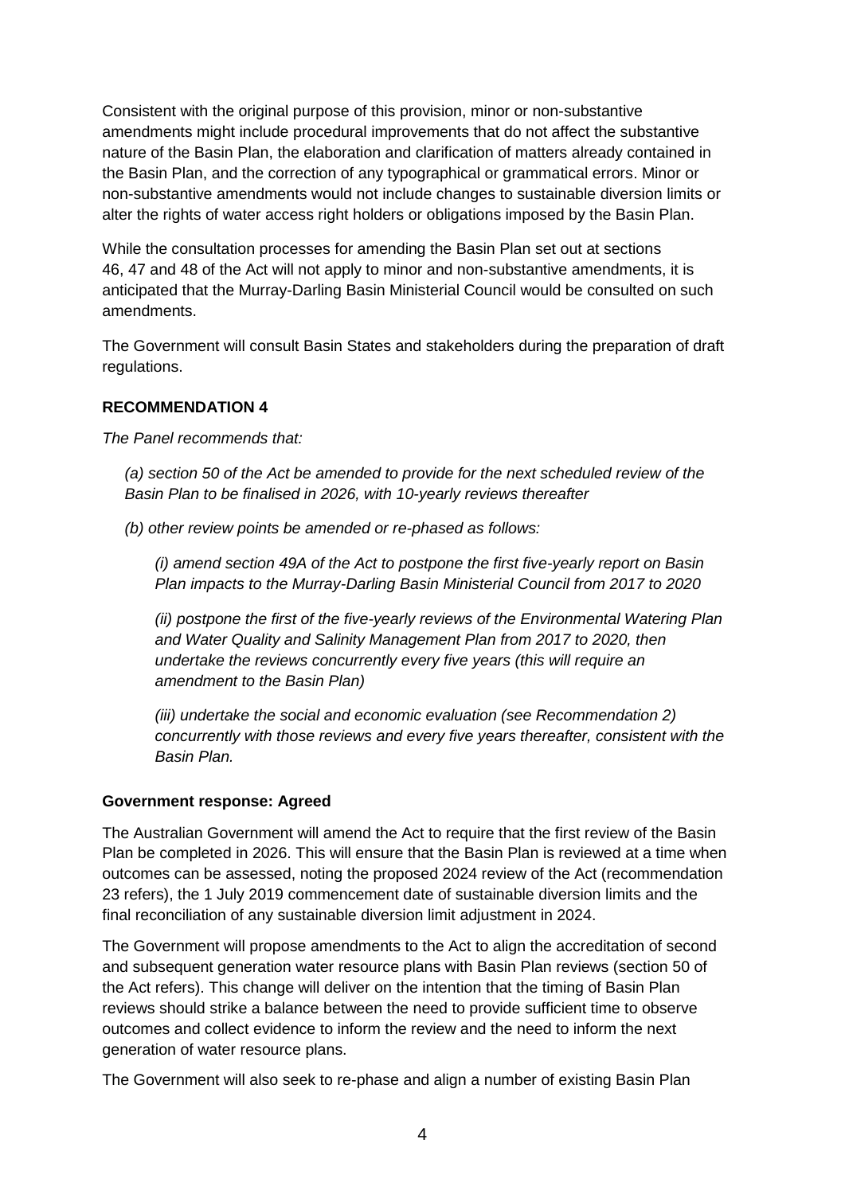Consistent with the original purpose of this provision, minor or non-substantive amendments might include procedural improvements that do not affect the substantive nature of the Basin Plan, the elaboration and clarification of matters already contained in the Basin Plan, and the correction of any typographical or grammatical errors. Minor or non-substantive amendments would not include changes to sustainable diversion limits or alter the rights of water access right holders or obligations imposed by the Basin Plan.

While the consultation processes for amending the Basin Plan set out at sections 46, 47 and 48 of the Act will not apply to minor and non-substantive amendments, it is anticipated that the Murray-Darling Basin Ministerial Council would be consulted on such amendments.

The Government will consult Basin States and stakeholders during the preparation of draft regulations.

**RECOMMENDATION 4**

*The Panel recommends that:*

> *(a) section 50 of the Act be amended to provide for the next scheduled review of the Basin Plan to be finalised in 2026, with 10-yearly reviews thereafter*
>
> *(b) other review points be amended or re-phased as follows:*
>
> > *(i) amend section 49A of the Act to postpone the first five-yearly report on Basin Plan impacts to the Murray-Darling Basin Ministerial Council from 2017 to 2020*
> >
> > *(ii) postpone the first of the five-yearly reviews of the Environmental Watering Plan and Water Quality and Salinity Management Plan from 2017 to 2020, then undertake the reviews concurrently every five years (this will require an amendment to the Basin Plan)*
> >
> > *(iii) undertake the social and economic evaluation (see Recommendation 2) concurrently with those reviews and every five years thereafter, consistent with the Basin Plan.*

**Government response: Agreed**

The Australian Government will amend the Act to require that the first review of the Basin Plan be completed in 2026. This will ensure that the Basin Plan is reviewed at a time when outcomes can be assessed, noting the proposed 2024 review of the Act (recommendation 23 refers), the 1 July 2019 commencement date of sustainable diversion limits and the final reconciliation of any sustainable diversion limit adjustment in 2024.

The Government will propose amendments to the Act to align the accreditation of second and subsequent generation water resource plans with Basin Plan reviews (section 50 of the Act refers). This change will deliver on the intention that the timing of Basin Plan reviews should strike a balance between the need to provide sufficient time to observe outcomes and collect evidence to inform the review and the need to inform the next generation of water resource plans.

The Government will also seek to re-phase and align a number of existing Basin Plan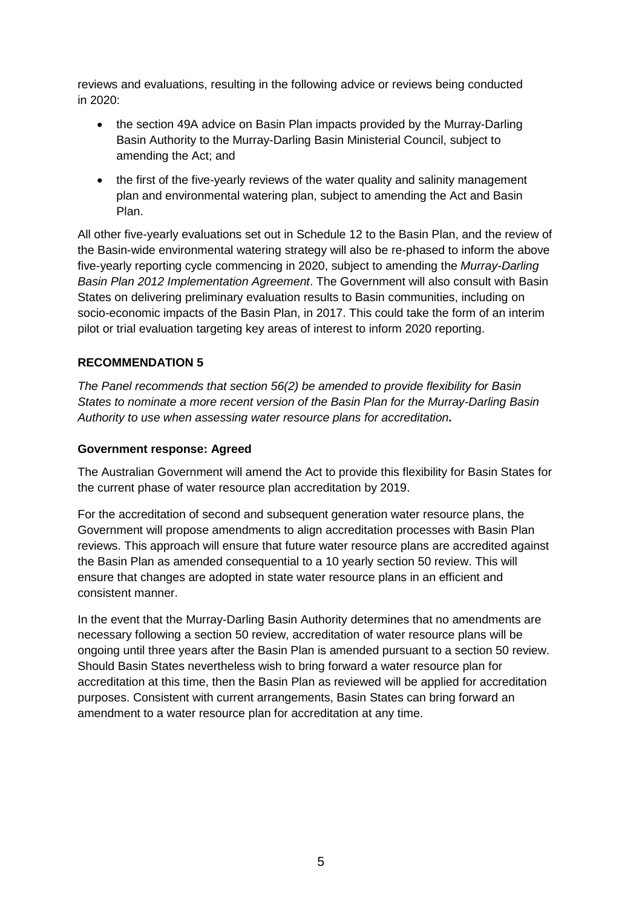reviews and evaluations, resulting in the following advice or reviews being conducted in 2020:

- the section 49A advice on Basin Plan impacts provided by the Murray-Darling Basin Authority to the Murray-Darling Basin Ministerial Council, subject to amending the Act; and
- the first of the five-yearly reviews of the water quality and salinity management plan and environmental watering plan, subject to amending the Act and Basin Plan.

All other five-yearly evaluations set out in Schedule 12 to the Basin Plan, and the review of the Basin-wide environmental watering strategy will also be re-phased to inform the above five-yearly reporting cycle commencing in 2020, subject to amending the *Murray-Darling Basin Plan 2012 Implementation Agreement*. The Government will also consult with Basin States on delivering preliminary evaluation results to Basin communities, including on socio-economic impacts of the Basin Plan, in 2017. This could take the form of an interim pilot or trial evaluation targeting key areas of interest to inform 2020 reporting.

### RECOMMENDATION 5

*The Panel recommends that section 56(2) be amended to provide flexibility for Basin States to nominate a more recent version of the Basin Plan for the Murray-Darling Basin Authority to use when assessing water resource plans for accreditation.*

#### Government response: Agreed

The Australian Government will amend the Act to provide this flexibility for Basin States for the current phase of water resource plan accreditation by 2019.

For the accreditation of second and subsequent generation water resource plans, the Government will propose amendments to align accreditation processes with Basin Plan reviews. This approach will ensure that future water resource plans are accredited against the Basin Plan as amended consequential to a 10 yearly section 50 review. This will ensure that changes are adopted in state water resource plans in an efficient and consistent manner.

In the event that the Murray-Darling Basin Authority determines that no amendments are necessary following a section 50 review, accreditation of water resource plans will be ongoing until three years after the Basin Plan is amended pursuant to a section 50 review. Should Basin States nevertheless wish to bring forward a water resource plan for accreditation at this time, then the Basin Plan as reviewed will be applied for accreditation purposes. Consistent with current arrangements, Basin States can bring forward an amendment to a water resource plan for accreditation at any time.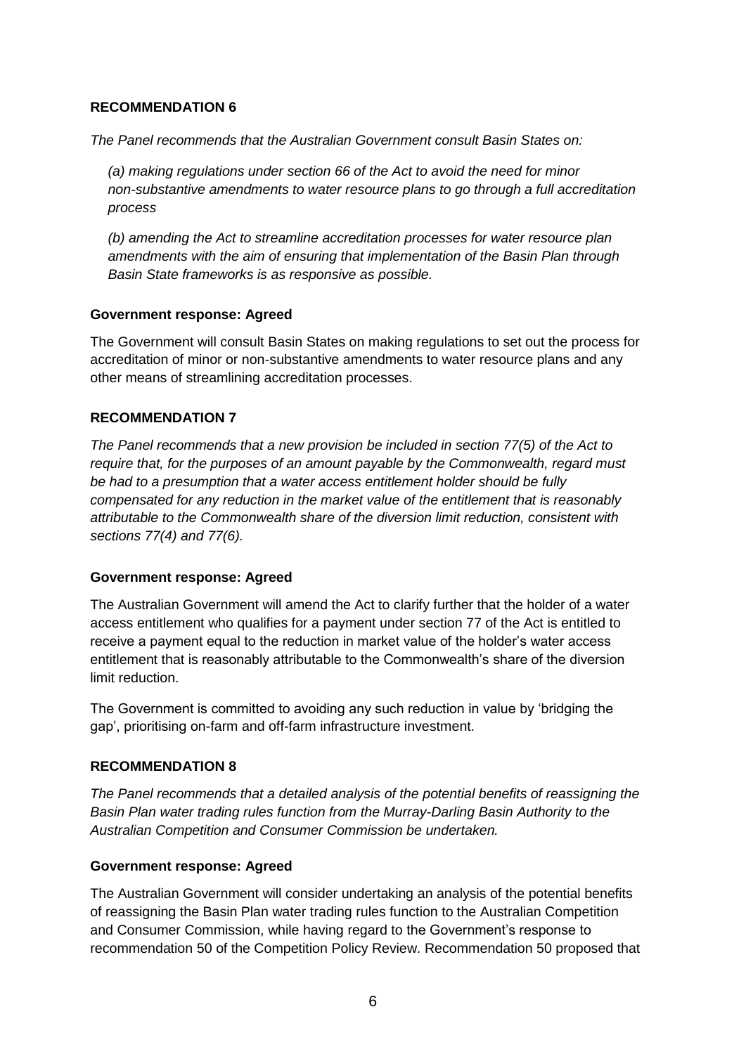**RECOMMENDATION 6**

*The Panel recommends that the Australian Government consult Basin States on:*

*(a) making regulations under section 66 of the Act to avoid the need for minor non-substantive amendments to water resource plans to go through a full accreditation process*

*(b) amending the Act to streamline accreditation processes for water resource plan amendments with the aim of ensuring that implementation of the Basin Plan through Basin State frameworks is as responsive as possible.*

**Government response: Agreed**

The Government will consult Basin States on making regulations to set out the process for accreditation of minor or non-substantive amendments to water resource plans and any other means of streamlining accreditation processes.

**RECOMMENDATION 7**

*The Panel recommends that a new provision be included in section 77(5) of the Act to require that, for the purposes of an amount payable by the Commonwealth, regard must be had to a presumption that a water access entitlement holder should be fully compensated for any reduction in the market value of the entitlement that is reasonably attributable to the Commonwealth share of the diversion limit reduction, consistent with sections 77(4) and 77(6).*

**Government response: Agreed**

The Australian Government will amend the Act to clarify further that the holder of a water access entitlement who qualifies for a payment under section 77 of the Act is entitled to receive a payment equal to the reduction in market value of the holder's water access entitlement that is reasonably attributable to the Commonwealth's share of the diversion limit reduction.

The Government is committed to avoiding any such reduction in value by 'bridging the gap', prioritising on-farm and off-farm infrastructure investment.

**RECOMMENDATION 8**

*The Panel recommends that a detailed analysis of the potential benefits of reassigning the Basin Plan water trading rules function from the Murray-Darling Basin Authority to the Australian Competition and Consumer Commission be undertaken.*

**Government response: Agreed**

The Australian Government will consider undertaking an analysis of the potential benefits of reassigning the Basin Plan water trading rules function to the Australian Competition and Consumer Commission, while having regard to the Government's response to recommendation 50 of the Competition Policy Review. Recommendation 50 proposed that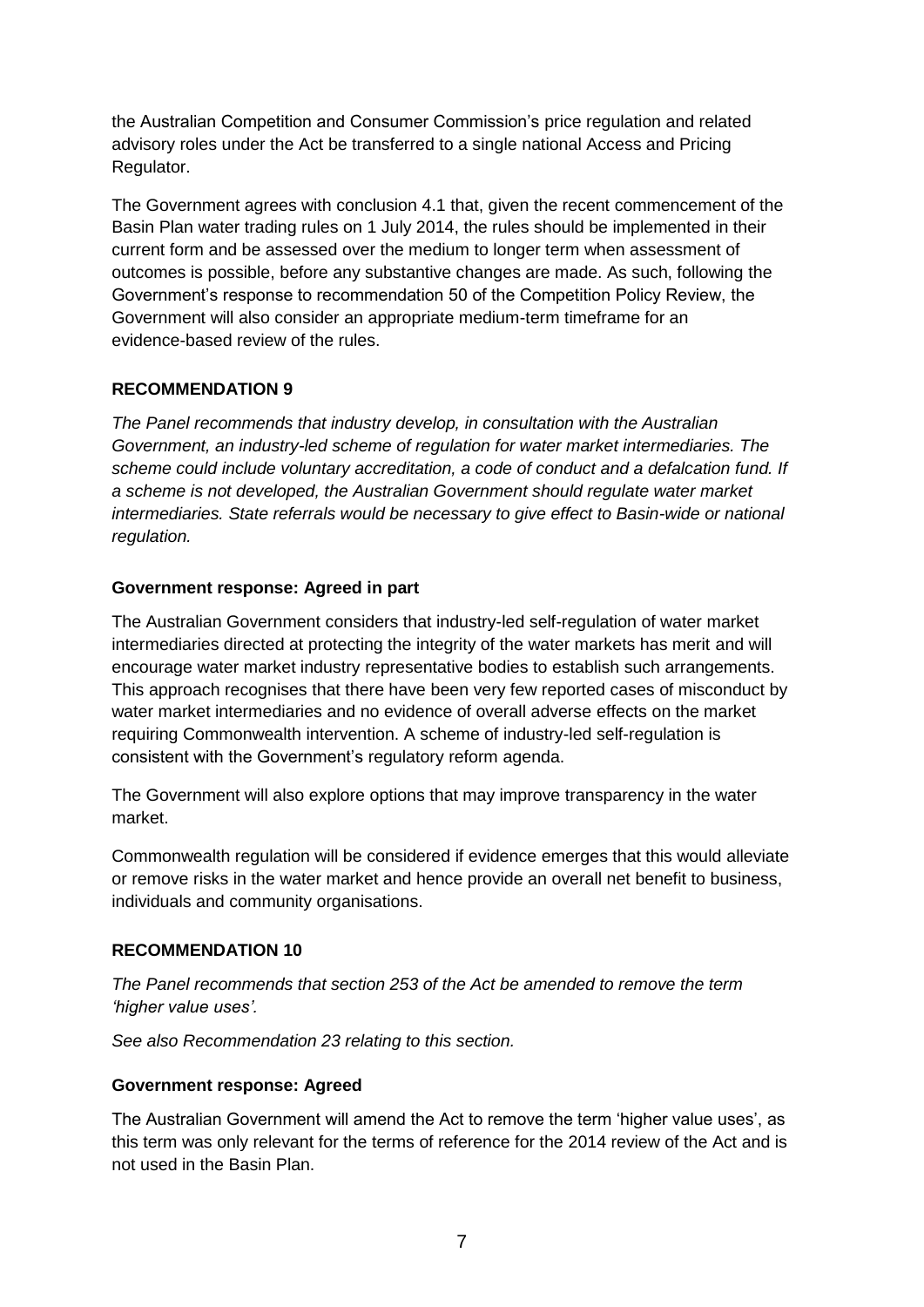the Australian Competition and Consumer Commission's price regulation and related advisory roles under the Act be transferred to a single national Access and Pricing Regulator.

The Government agrees with conclusion 4.1 that, given the recent commencement of the Basin Plan water trading rules on 1 July 2014, the rules should be implemented in their current form and be assessed over the medium to longer term when assessment of outcomes is possible, before any substantive changes are made. As such, following the Government's response to recommendation 50 of the Competition Policy Review, the Government will also consider an appropriate medium-term timeframe for an evidence-based review of the rules.

**RECOMMENDATION 9**

*The Panel recommends that industry develop, in consultation with the Australian Government, an industry-led scheme of regulation for water market intermediaries. The scheme could include voluntary accreditation, a code of conduct and a defalcation fund. If a scheme is not developed, the Australian Government should regulate water market intermediaries. State referrals would be necessary to give effect to Basin-wide or national regulation.*

**Government response: Agreed in part**

The Australian Government considers that industry-led self-regulation of water market intermediaries directed at protecting the integrity of the water markets has merit and will encourage water market industry representative bodies to establish such arrangements. This approach recognises that there have been very few reported cases of misconduct by water market intermediaries and no evidence of overall adverse effects on the market requiring Commonwealth intervention. A scheme of industry-led self-regulation is consistent with the Government's regulatory reform agenda.

The Government will also explore options that may improve transparency in the water market.

Commonwealth regulation will be considered if evidence emerges that this would alleviate or remove risks in the water market and hence provide an overall net benefit to business, individuals and community organisations.

**RECOMMENDATION 10**

*The Panel recommends that section 253 of the Act be amended to remove the term 'higher value uses'.*

*See also Recommendation 23 relating to this section.*

**Government response: Agreed**

The Australian Government will amend the Act to remove the term 'higher value uses', as this term was only relevant for the terms of reference for the 2014 review of the Act and is not used in the Basin Plan.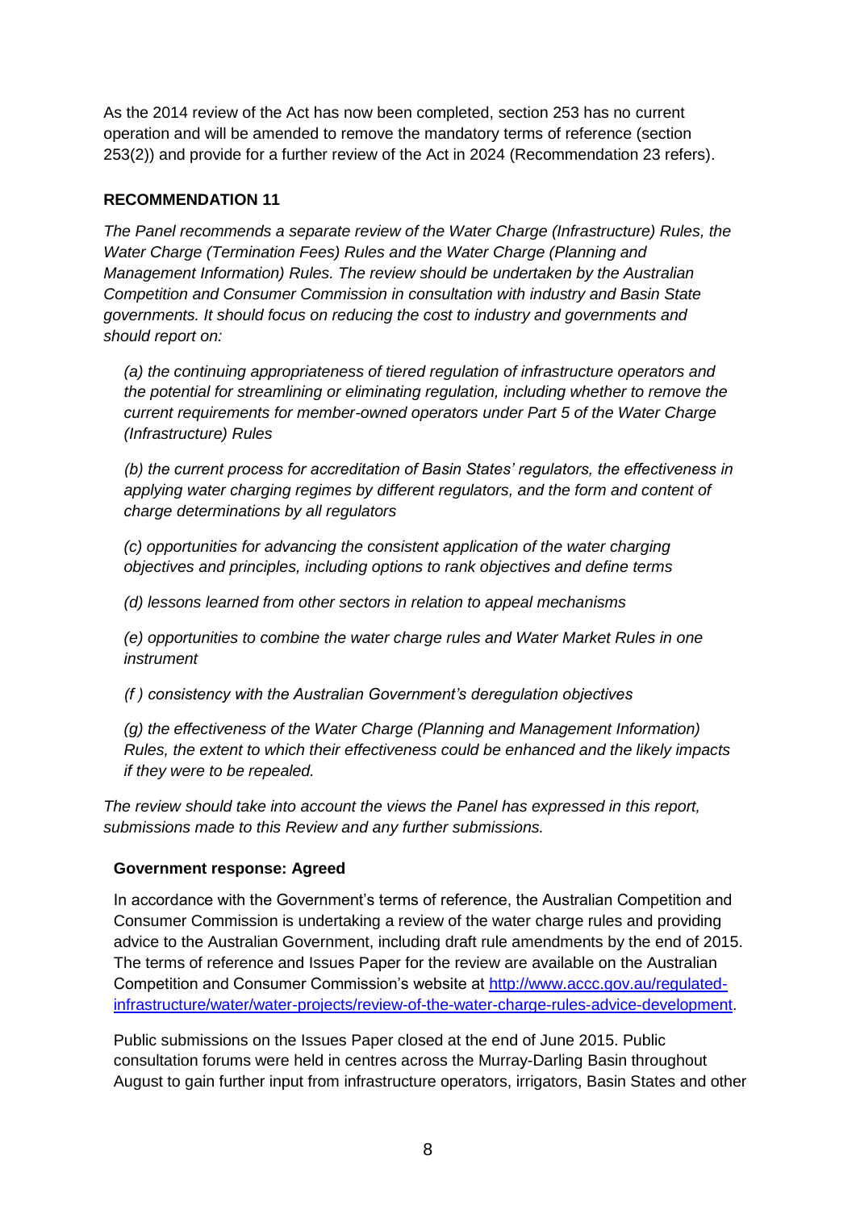As the 2014 review of the Act has now been completed, section 253 has no current operation and will be amended to remove the mandatory terms of reference (section 253(2)) and provide for a further review of the Act in 2024 (Recommendation 23 refers).

**RECOMMENDATION 11**

*The Panel recommends a separate review of the Water Charge (Infrastructure) Rules, the Water Charge (Termination Fees) Rules and the Water Charge (Planning and Management Information) Rules. The review should be undertaken by the Australian Competition and Consumer Commission in consultation with industry and Basin State governments. It should focus on reducing the cost to industry and governments and should report on:*

*(a) the continuing appropriateness of tiered regulation of infrastructure operators and the potential for streamlining or eliminating regulation, including whether to remove the current requirements for member-owned operators under Part 5 of the Water Charge (Infrastructure) Rules*

*(b) the current process for accreditation of Basin States' regulators, the effectiveness in applying water charging regimes by different regulators, and the form and content of charge determinations by all regulators*

*(c) opportunities for advancing the consistent application of the water charging objectives and principles, including options to rank objectives and define terms*

*(d) lessons learned from other sectors in relation to appeal mechanisms*

*(e) opportunities to combine the water charge rules and Water Market Rules in one instrument*

*(f ) consistency with the Australian Government's deregulation objectives*

*(g) the effectiveness of the Water Charge (Planning and Management Information) Rules, the extent to which their effectiveness could be enhanced and the likely impacts if they were to be repealed.*

*The review should take into account the views the Panel has expressed in this report, submissions made to this Review and any further submissions.*

**Government response: Agreed**

In accordance with the Government's terms of reference, the Australian Competition and Consumer Commission is undertaking a review of the water charge rules and providing advice to the Australian Government, including draft rule amendments by the end of 2015. The terms of reference and Issues Paper for the review are available on the Australian Competition and Consumer Commission's website at [http://www.accc.gov.au/regulated-infrastructure/water/water-projects/review-of-the-water-charge-rules-advice-development](http://www.accc.gov.au/regulated-infrastructure/water/water-projects/review-of-the-water-charge-rules-advice-development).

Public submissions on the Issues Paper closed at the end of June 2015. Public consultation forums were held in centres across the Murray-Darling Basin throughout August to gain further input from infrastructure operators, irrigators, Basin States and other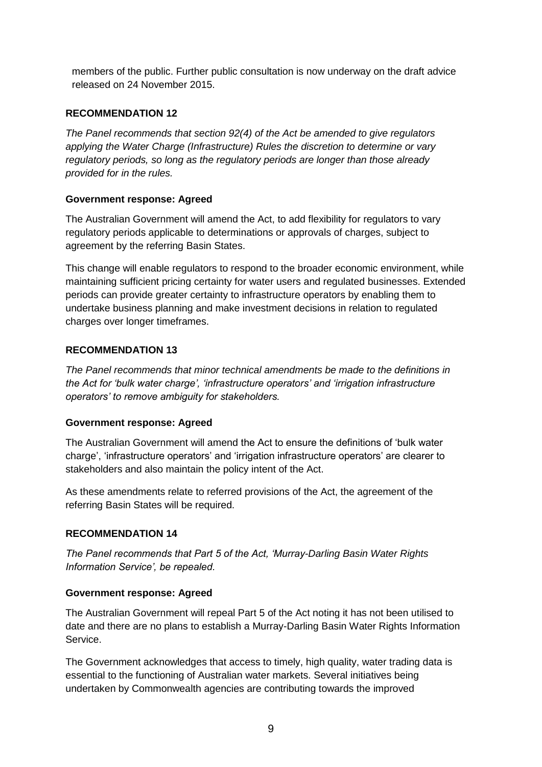members of the public. Further public consultation is now underway on the draft advice released on 24 November 2015.

**RECOMMENDATION 12**

*The Panel recommends that section 92(4) of the Act be amended to give regulators applying the Water Charge (Infrastructure) Rules the discretion to determine or vary regulatory periods, so long as the regulatory periods are longer than those already provided for in the rules.*

**Government response: Agreed**

The Australian Government will amend the Act, to add flexibility for regulators to vary regulatory periods applicable to determinations or approvals of charges, subject to agreement by the referring Basin States.

This change will enable regulators to respond to the broader economic environment, while maintaining sufficient pricing certainty for water users and regulated businesses. Extended periods can provide greater certainty to infrastructure operators by enabling them to undertake business planning and make investment decisions in relation to regulated charges over longer timeframes.

**RECOMMENDATION 13**

*The Panel recommends that minor technical amendments be made to the definitions in the Act for 'bulk water charge', 'infrastructure operators' and 'irrigation infrastructure operators' to remove ambiguity for stakeholders.*

**Government response: Agreed**

The Australian Government will amend the Act to ensure the definitions of 'bulk water charge', 'infrastructure operators' and 'irrigation infrastructure operators' are clearer to stakeholders and also maintain the policy intent of the Act.

As these amendments relate to referred provisions of the Act, the agreement of the referring Basin States will be required.

**RECOMMENDATION 14**

*The Panel recommends that Part 5 of the Act, 'Murray-Darling Basin Water Rights Information Service', be repealed.*

**Government response: Agreed**

The Australian Government will repeal Part 5 of the Act noting it has not been utilised to date and there are no plans to establish a Murray-Darling Basin Water Rights Information Service.

The Government acknowledges that access to timely, high quality, water trading data is essential to the functioning of Australian water markets. Several initiatives being undertaken by Commonwealth agencies are contributing towards the improved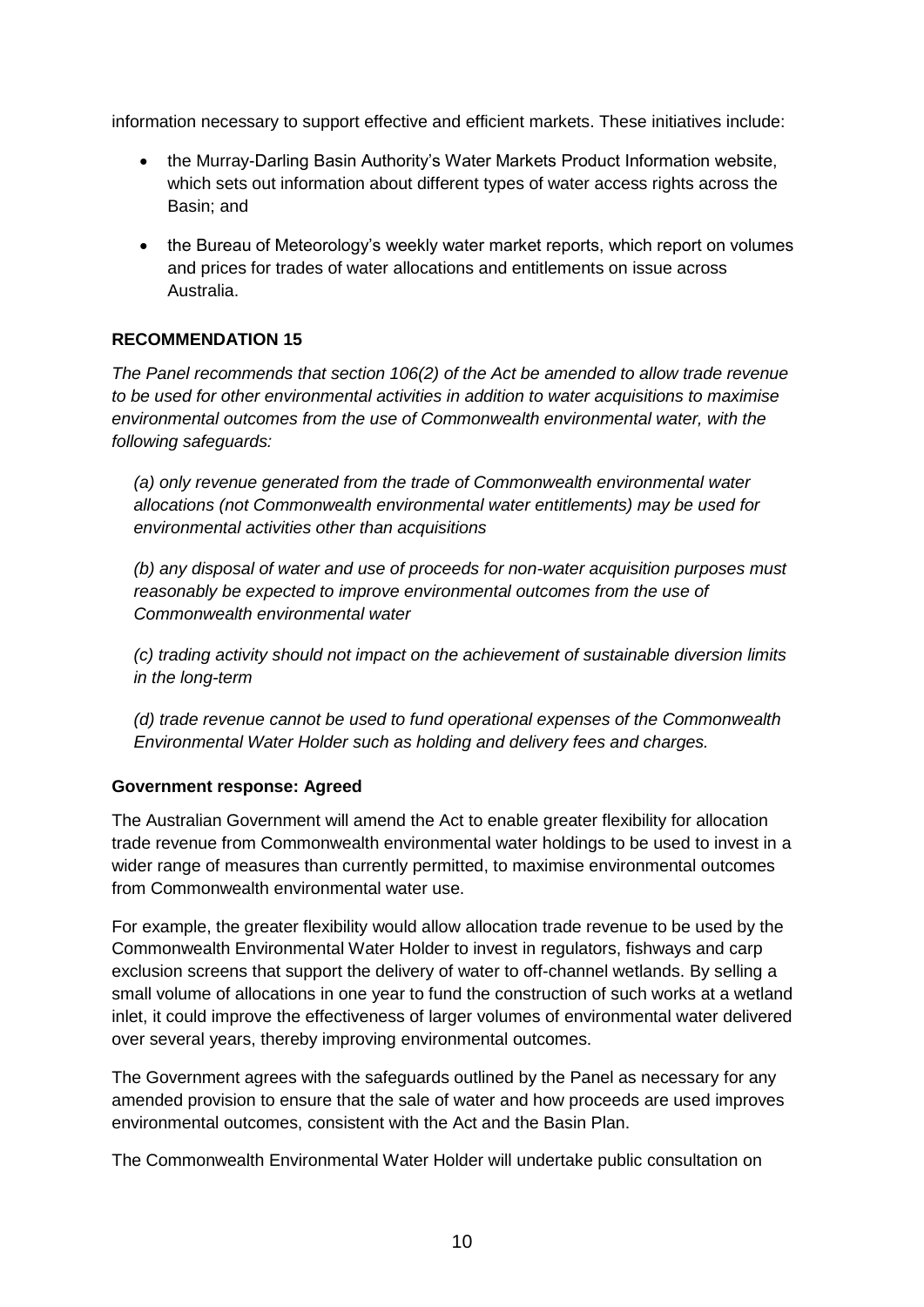information necessary to support effective and efficient markets. These initiatives include:

- the Murray-Darling Basin Authority's Water Markets Product Information website, which sets out information about different types of water access rights across the Basin; and
- the Bureau of Meteorology's weekly water market reports, which report on volumes and prices for trades of water allocations and entitlements on issue across Australia.

**RECOMMENDATION 15**

*The Panel recommends that section 106(2) of the Act be amended to allow trade revenue to be used for other environmental activities in addition to water acquisitions to maximise environmental outcomes from the use of Commonwealth environmental water, with the following safeguards:*

*(a) only revenue generated from the trade of Commonwealth environmental water allocations (not Commonwealth environmental water entitlements) may be used for environmental activities other than acquisitions*

*(b) any disposal of water and use of proceeds for non-water acquisition purposes must reasonably be expected to improve environmental outcomes from the use of Commonwealth environmental water*

*(c) trading activity should not impact on the achievement of sustainable diversion limits in the long-term*

*(d) trade revenue cannot be used to fund operational expenses of the Commonwealth Environmental Water Holder such as holding and delivery fees and charges.*

**Government response: Agreed**

The Australian Government will amend the Act to enable greater flexibility for allocation trade revenue from Commonwealth environmental water holdings to be used to invest in a wider range of measures than currently permitted, to maximise environmental outcomes from Commonwealth environmental water use.

For example, the greater flexibility would allow allocation trade revenue to be used by the Commonwealth Environmental Water Holder to invest in regulators, fishways and carp exclusion screens that support the delivery of water to off-channel wetlands. By selling a small volume of allocations in one year to fund the construction of such works at a wetland inlet, it could improve the effectiveness of larger volumes of environmental water delivered over several years, thereby improving environmental outcomes.

The Government agrees with the safeguards outlined by the Panel as necessary for any amended provision to ensure that the sale of water and how proceeds are used improves environmental outcomes, consistent with the Act and the Basin Plan.

The Commonwealth Environmental Water Holder will undertake public consultation on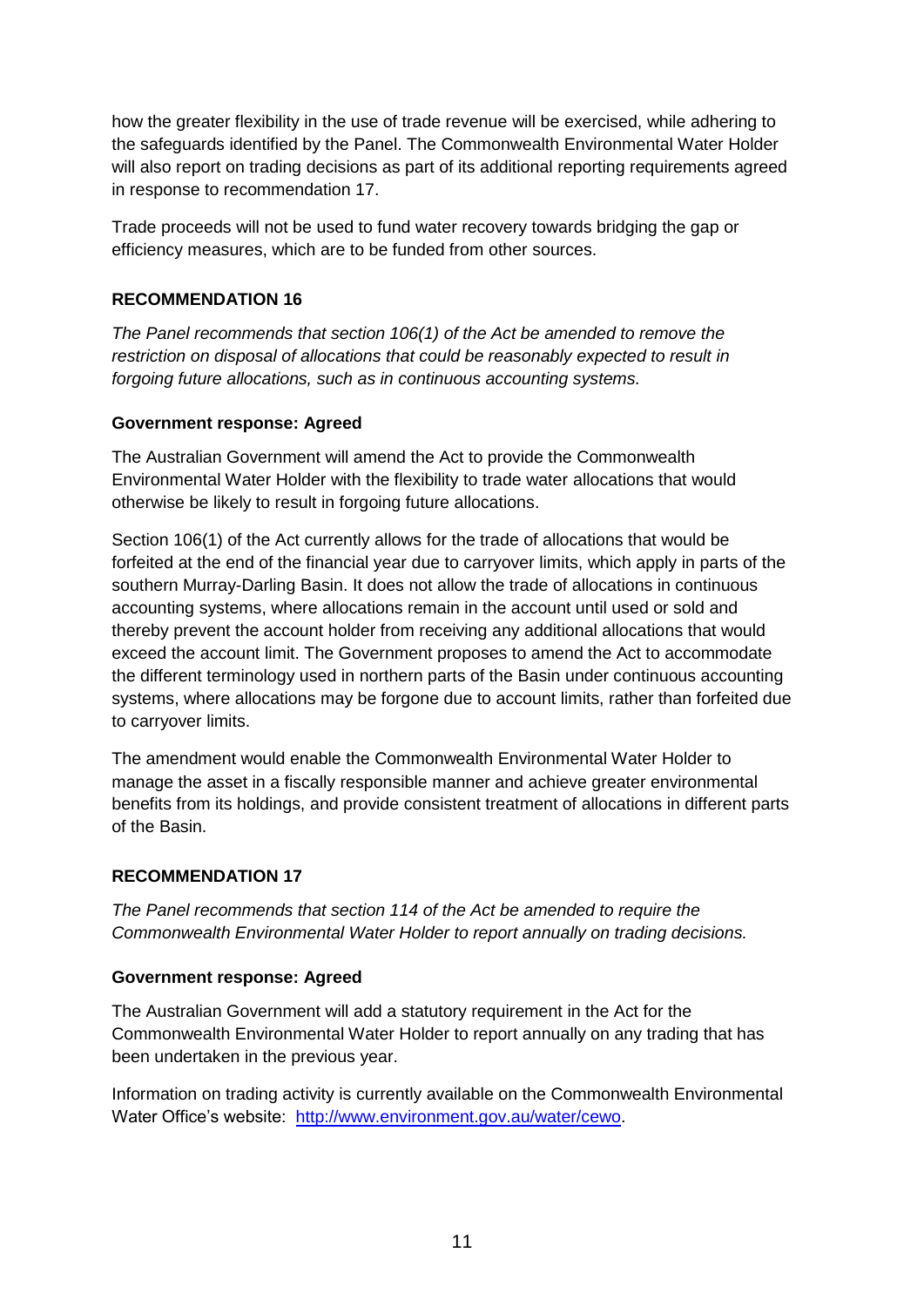how the greater flexibility in the use of trade revenue will be exercised, while adhering to the safeguards identified by the Panel. The Commonwealth Environmental Water Holder will also report on trading decisions as part of its additional reporting requirements agreed in response to recommendation 17.

Trade proceeds will not be used to fund water recovery towards bridging the gap or efficiency measures, which are to be funded from other sources.

**RECOMMENDATION 16**

*The Panel recommends that section 106(1) of the Act be amended to remove the restriction on disposal of allocations that could be reasonably expected to result in forgoing future allocations, such as in continuous accounting systems.*

**Government response: Agreed**

The Australian Government will amend the Act to provide the Commonwealth Environmental Water Holder with the flexibility to trade water allocations that would otherwise be likely to result in forgoing future allocations.

Section 106(1) of the Act currently allows for the trade of allocations that would be forfeited at the end of the financial year due to carryover limits, which apply in parts of the southern Murray-Darling Basin. It does not allow the trade of allocations in continuous accounting systems, where allocations remain in the account until used or sold and thereby prevent the account holder from receiving any additional allocations that would exceed the account limit. The Government proposes to amend the Act to accommodate the different terminology used in northern parts of the Basin under continuous accounting systems, where allocations may be forgone due to account limits, rather than forfeited due to carryover limits.

The amendment would enable the Commonwealth Environmental Water Holder to manage the asset in a fiscally responsible manner and achieve greater environmental benefits from its holdings, and provide consistent treatment of allocations in different parts of the Basin.

**RECOMMENDATION 17**

*The Panel recommends that section 114 of the Act be amended to require the Commonwealth Environmental Water Holder to report annually on trading decisions.*

**Government response: Agreed**

The Australian Government will add a statutory requirement in the Act for the Commonwealth Environmental Water Holder to report annually on any trading that has been undertaken in the previous year.

Information on trading activity is currently available on the Commonwealth Environmental Water Office's website: [http://www.environment.gov.au/water/cewo](http://www.environment.gov.au/water/cewo).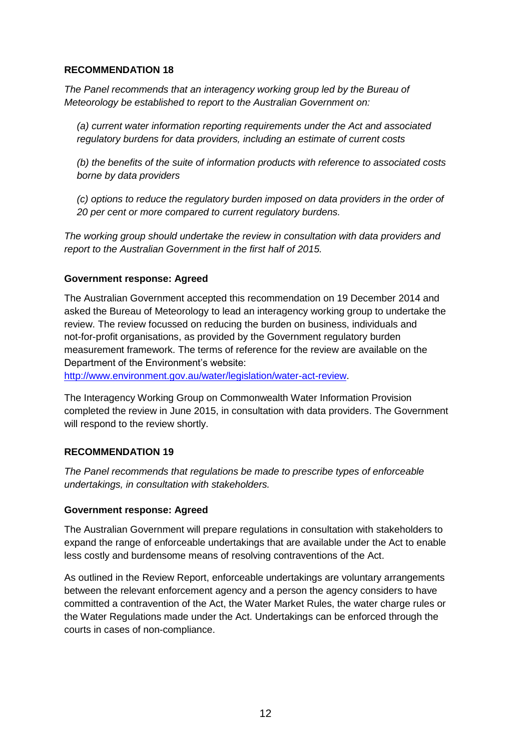**RECOMMENDATION 18**

*The Panel recommends that an interagency working group led by the Bureau of Meteorology be established to report to the Australian Government on:*

*(a) current water information reporting requirements under the Act and associated regulatory burdens for data providers, including an estimate of current costs*

*(b) the benefits of the suite of information products with reference to associated costs borne by data providers*

*(c) options to reduce the regulatory burden imposed on data providers in the order of 20 per cent or more compared to current regulatory burdens.*

*The working group should undertake the review in consultation with data providers and report to the Australian Government in the first half of 2015.*

**Government response: Agreed**

The Australian Government accepted this recommendation on 19 December 2014 and asked the Bureau of Meteorology to lead an interagency working group to undertake the review. The review focussed on reducing the burden on business, individuals and not-for-profit organisations, as provided by the Government regulatory burden measurement framework. The terms of reference for the review are available on the Department of the Environment's website: [http://www.environment.gov.au/water/legislation/water-act-review](http://www.environment.gov.au/water/legislation/water-act-review).

The Interagency Working Group on Commonwealth Water Information Provision completed the review in June 2015, in consultation with data providers. The Government will respond to the review shortly.

**RECOMMENDATION 19**

*The Panel recommends that regulations be made to prescribe types of enforceable undertakings, in consultation with stakeholders.*

**Government response: Agreed**

The Australian Government will prepare regulations in consultation with stakeholders to expand the range of enforceable undertakings that are available under the Act to enable less costly and burdensome means of resolving contraventions of the Act.

As outlined in the Review Report, enforceable undertakings are voluntary arrangements between the relevant enforcement agency and a person the agency considers to have committed a contravention of the Act, the Water Market Rules, the water charge rules or the Water Regulations made under the Act. Undertakings can be enforced through the courts in cases of non-compliance.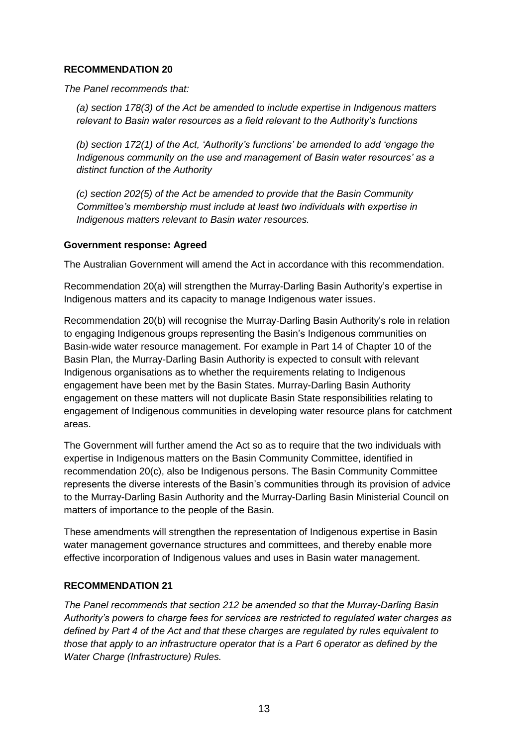**RECOMMENDATION 20**

*The Panel recommends that:*

*(a) section 178(3) of the Act be amended to include expertise in Indigenous matters relevant to Basin water resources as a field relevant to the Authority's functions*

*(b) section 172(1) of the Act, 'Authority's functions' be amended to add 'engage the Indigenous community on the use and management of Basin water resources' as a distinct function of the Authority*

*(c) section 202(5) of the Act be amended to provide that the Basin Community Committee's membership must include at least two individuals with expertise in Indigenous matters relevant to Basin water resources.*

**Government response: Agreed**

The Australian Government will amend the Act in accordance with this recommendation.

Recommendation 20(a) will strengthen the Murray-Darling Basin Authority's expertise in Indigenous matters and its capacity to manage Indigenous water issues.

Recommendation 20(b) will recognise the Murray-Darling Basin Authority's role in relation to engaging Indigenous groups representing the Basin's Indigenous communities on Basin-wide water resource management. For example in Part 14 of Chapter 10 of the Basin Plan, the Murray-Darling Basin Authority is expected to consult with relevant Indigenous organisations as to whether the requirements relating to Indigenous engagement have been met by the Basin States. Murray-Darling Basin Authority engagement on these matters will not duplicate Basin State responsibilities relating to engagement of Indigenous communities in developing water resource plans for catchment areas.

The Government will further amend the Act so as to require that the two individuals with expertise in Indigenous matters on the Basin Community Committee, identified in recommendation 20(c), also be Indigenous persons. The Basin Community Committee represents the diverse interests of the Basin's communities through its provision of advice to the Murray-Darling Basin Authority and the Murray-Darling Basin Ministerial Council on matters of importance to the people of the Basin.

These amendments will strengthen the representation of Indigenous expertise in Basin water management governance structures and committees, and thereby enable more effective incorporation of Indigenous values and uses in Basin water management.

**RECOMMENDATION 21**

*The Panel recommends that section 212 be amended so that the Murray-Darling Basin Authority's powers to charge fees for services are restricted to regulated water charges as defined by Part 4 of the Act and that these charges are regulated by rules equivalent to those that apply to an infrastructure operator that is a Part 6 operator as defined by the Water Charge (Infrastructure) Rules.*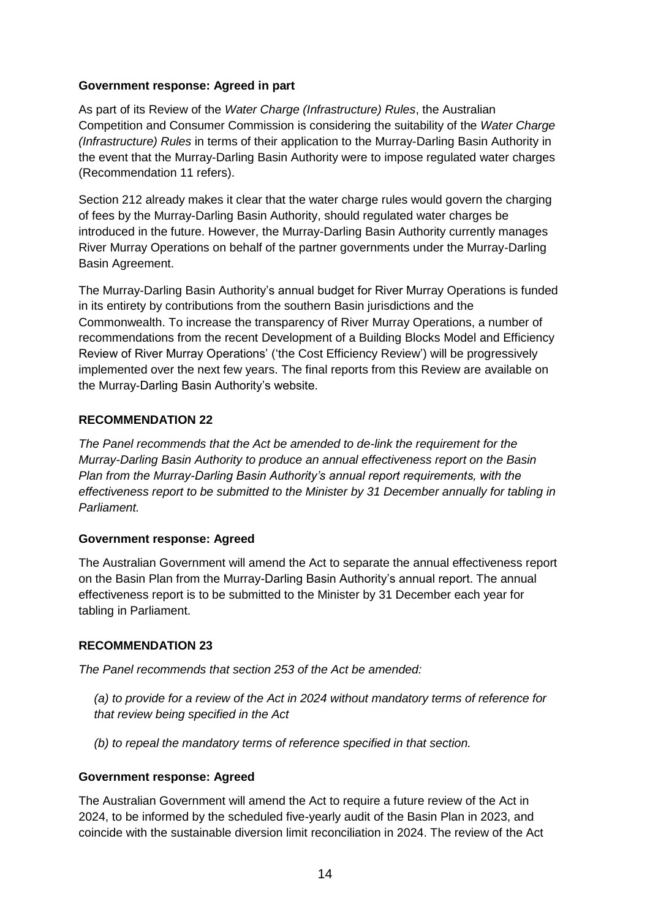**Government response: Agreed in part**

As part of its Review of the *Water Charge (Infrastructure) Rules*, the Australian Competition and Consumer Commission is considering the suitability of the *Water Charge (Infrastructure) Rules* in terms of their application to the Murray-Darling Basin Authority in the event that the Murray-Darling Basin Authority were to impose regulated water charges (Recommendation 11 refers).

Section 212 already makes it clear that the water charge rules would govern the charging of fees by the Murray-Darling Basin Authority, should regulated water charges be introduced in the future. However, the Murray-Darling Basin Authority currently manages River Murray Operations on behalf of the partner governments under the Murray-Darling Basin Agreement.

The Murray-Darling Basin Authority's annual budget for River Murray Operations is funded in its entirety by contributions from the southern Basin jurisdictions and the Commonwealth. To increase the transparency of River Murray Operations, a number of recommendations from the recent Development of a Building Blocks Model and Efficiency Review of River Murray Operations' ('the Cost Efficiency Review') will be progressively implemented over the next few years. The final reports from this Review are available on the Murray-Darling Basin Authority's website.

**RECOMMENDATION 22**

*The Panel recommends that the Act be amended to de-link the requirement for the Murray-Darling Basin Authority to produce an annual effectiveness report on the Basin Plan from the Murray-Darling Basin Authority's annual report requirements, with the effectiveness report to be submitted to the Minister by 31 December annually for tabling in Parliament.*

**Government response: Agreed**

The Australian Government will amend the Act to separate the annual effectiveness report on the Basin Plan from the Murray-Darling Basin Authority's annual report. The annual effectiveness report is to be submitted to the Minister by 31 December each year for tabling in Parliament.

**RECOMMENDATION 23**

*The Panel recommends that section 253 of the Act be amended:*

*(a) to provide for a review of the Act in 2024 without mandatory terms of reference for that review being specified in the Act*

*(b) to repeal the mandatory terms of reference specified in that section.*

**Government response: Agreed**

The Australian Government will amend the Act to require a future review of the Act in 2024, to be informed by the scheduled five-yearly audit of the Basin Plan in 2023, and coincide with the sustainable diversion limit reconciliation in 2024. The review of the Act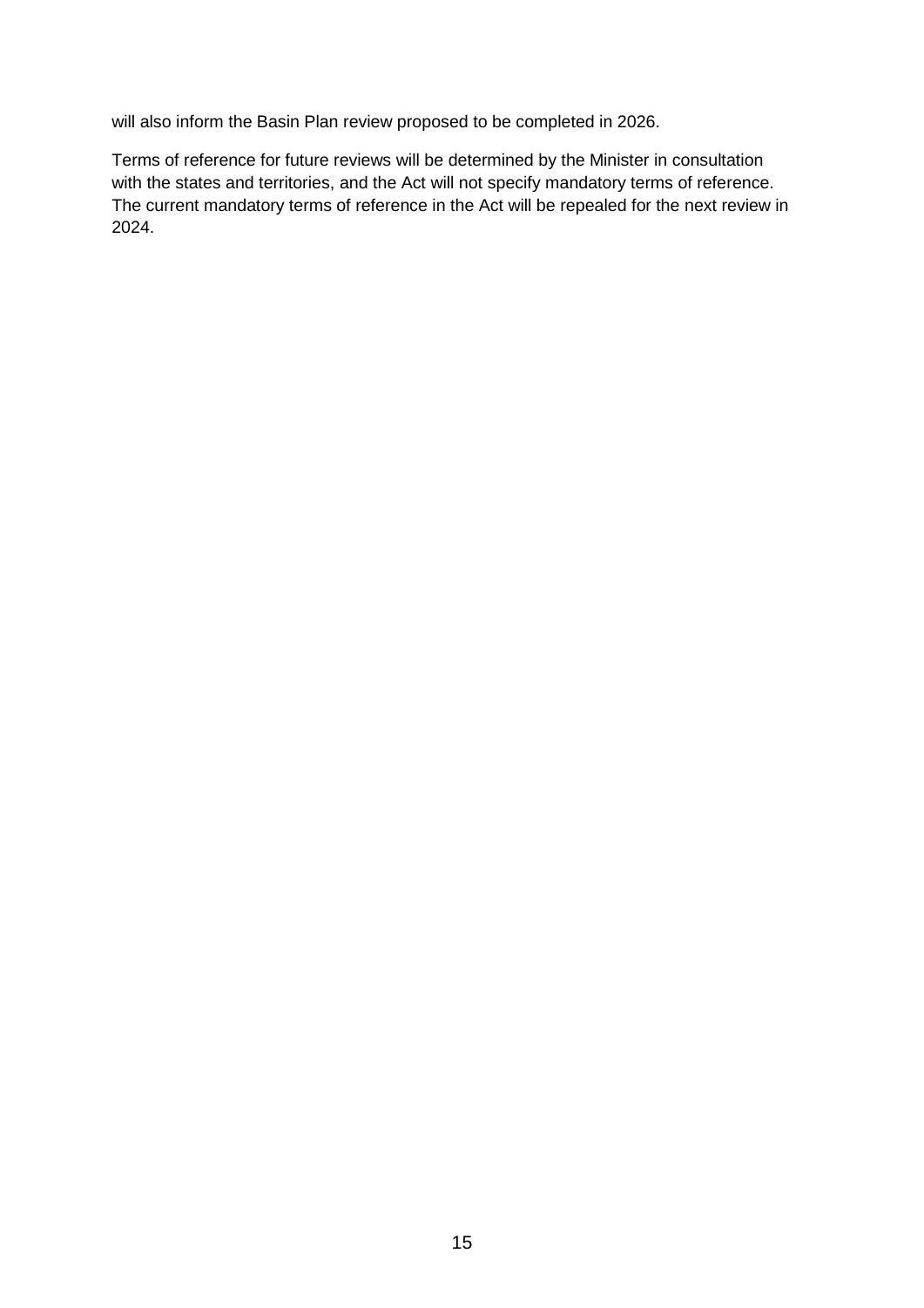will also inform the Basin Plan review proposed to be completed in 2026.

Terms of reference for future reviews will be determined by the Minister in consultation with the states and territories, and the Act will not specify mandatory terms of reference. The current mandatory terms of reference in the Act will be repealed for the next review in 2024.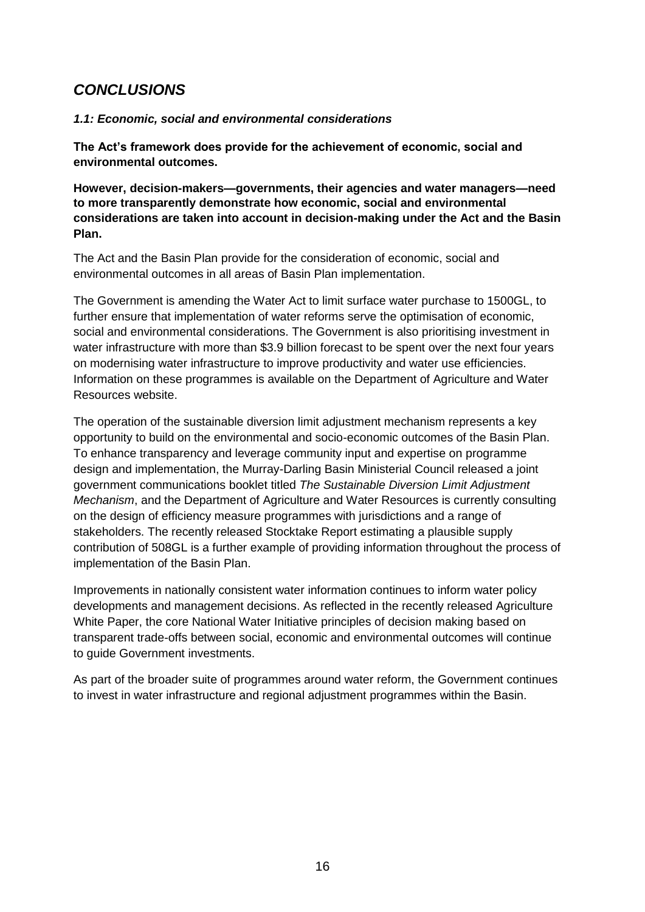## *CONCLUSIONS*

### *1.1: Economic, social and environmental considerations*

**The Act's framework does provide for the achievement of economic, social and environmental outcomes.**

**However, decision-makers—governments, their agencies and water managers—need to more transparently demonstrate how economic, social and environmental considerations are taken into account in decision-making under the Act and the Basin Plan.**

The Act and the Basin Plan provide for the consideration of economic, social and environmental outcomes in all areas of Basin Plan implementation.

The Government is amending the Water Act to limit surface water purchase to 1500GL, to further ensure that implementation of water reforms serve the optimisation of economic, social and environmental considerations. The Government is also prioritising investment in water infrastructure with more than $3.9 billion forecast to be spent over the next four years on modernising water infrastructure to improve productivity and water use efficiencies. Information on these programmes is available on the Department of Agriculture and Water Resources website.

The operation of the sustainable diversion limit adjustment mechanism represents a key opportunity to build on the environmental and socio-economic outcomes of the Basin Plan. To enhance transparency and leverage community input and expertise on programme design and implementation, the Murray-Darling Basin Ministerial Council released a joint government communications booklet titled *The Sustainable Diversion Limit Adjustment Mechanism*, and the Department of Agriculture and Water Resources is currently consulting on the design of efficiency measure programmes with jurisdictions and a range of stakeholders. The recently released Stocktake Report estimating a plausible supply contribution of 508GL is a further example of providing information throughout the process of implementation of the Basin Plan.

Improvements in nationally consistent water information continues to inform water policy developments and management decisions. As reflected in the recently released Agriculture White Paper, the core National Water Initiative principles of decision making based on transparent trade-offs between social, economic and environmental outcomes will continue to guide Government investments.

As part of the broader suite of programmes around water reform, the Government continues to invest in water infrastructure and regional adjustment programmes within the Basin.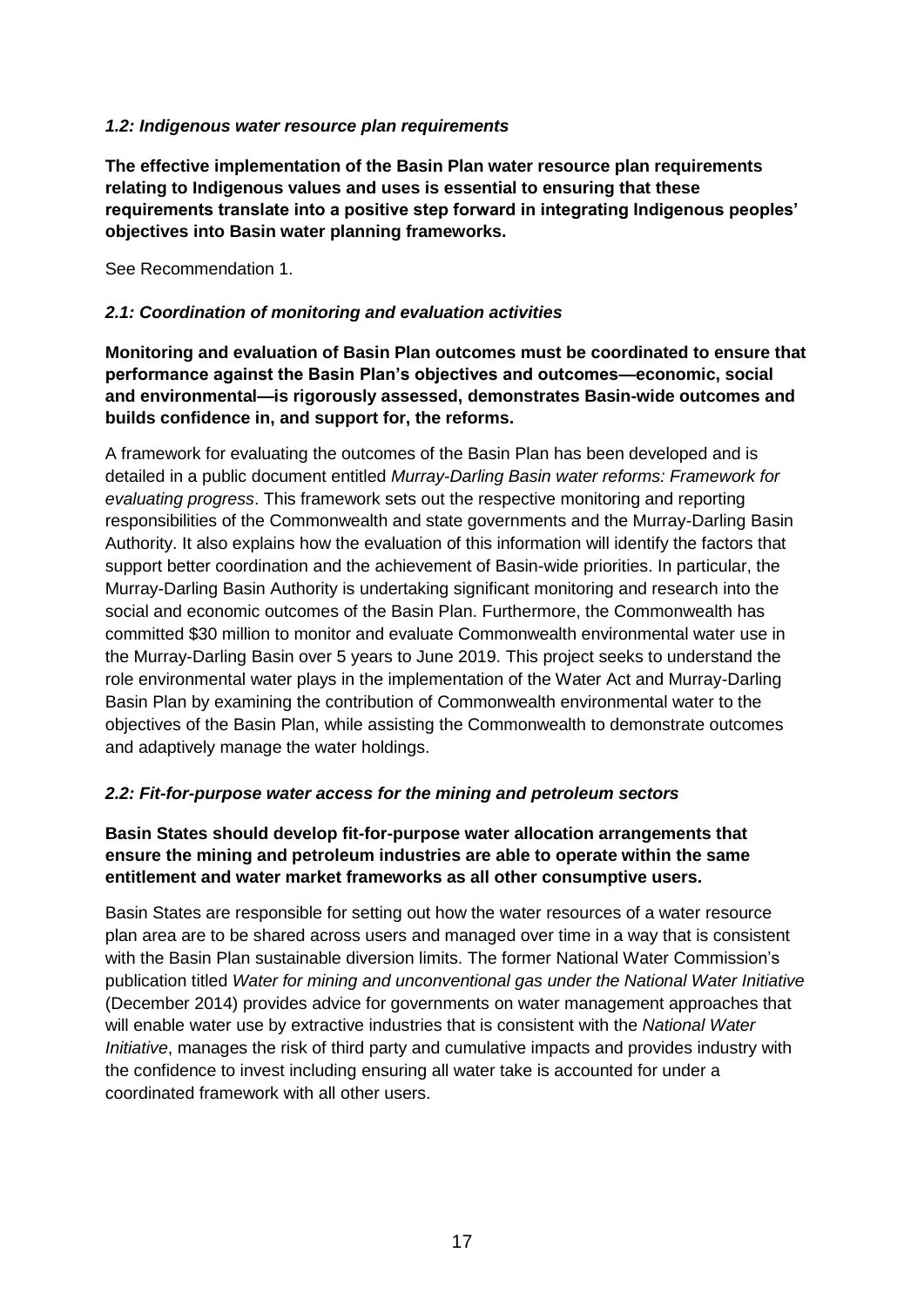*1.2: Indigenous water resource plan requirements*

**The effective implementation of the Basin Plan water resource plan requirements relating to Indigenous values and uses is essential to ensuring that these requirements translate into a positive step forward in integrating Indigenous peoples' objectives into Basin water planning frameworks.**

See Recommendation 1.

*2.1: Coordination of monitoring and evaluation activities*

**Monitoring and evaluation of Basin Plan outcomes must be coordinated to ensure that performance against the Basin Plan's objectives and outcomes—economic, social and environmental—is rigorously assessed, demonstrates Basin-wide outcomes and builds confidence in, and support for, the reforms.**

A framework for evaluating the outcomes of the Basin Plan has been developed and is detailed in a public document entitled *Murray-Darling Basin water reforms: Framework for evaluating progress*. This framework sets out the respective monitoring and reporting responsibilities of the Commonwealth and state governments and the Murray-Darling Basin Authority. It also explains how the evaluation of this information will identify the factors that support better coordination and the achievement of Basin-wide priorities. In particular, the Murray-Darling Basin Authority is undertaking significant monitoring and research into the social and economic outcomes of the Basin Plan. Furthermore, the Commonwealth has committed $30 million to monitor and evaluate Commonwealth environmental water use in the Murray-Darling Basin over 5 years to June 2019. This project seeks to understand the role environmental water plays in the implementation of the Water Act and Murray-Darling Basin Plan by examining the contribution of Commonwealth environmental water to the objectives of the Basin Plan, while assisting the Commonwealth to demonstrate outcomes and adaptively manage the water holdings.

*2.2: Fit-for-purpose water access for the mining and petroleum sectors*

**Basin States should develop fit-for-purpose water allocation arrangements that ensure the mining and petroleum industries are able to operate within the same entitlement and water market frameworks as all other consumptive users.**

Basin States are responsible for setting out how the water resources of a water resource plan area are to be shared across users and managed over time in a way that is consistent with the Basin Plan sustainable diversion limits. The former National Water Commission's publication titled *Water for mining and unconventional gas under the National Water Initiative* (December 2014) provides advice for governments on water management approaches that will enable water use by extractive industries that is consistent with the *National Water Initiative*, manages the risk of third party and cumulative impacts and provides industry with the confidence to invest including ensuring all water take is accounted for under a coordinated framework with all other users.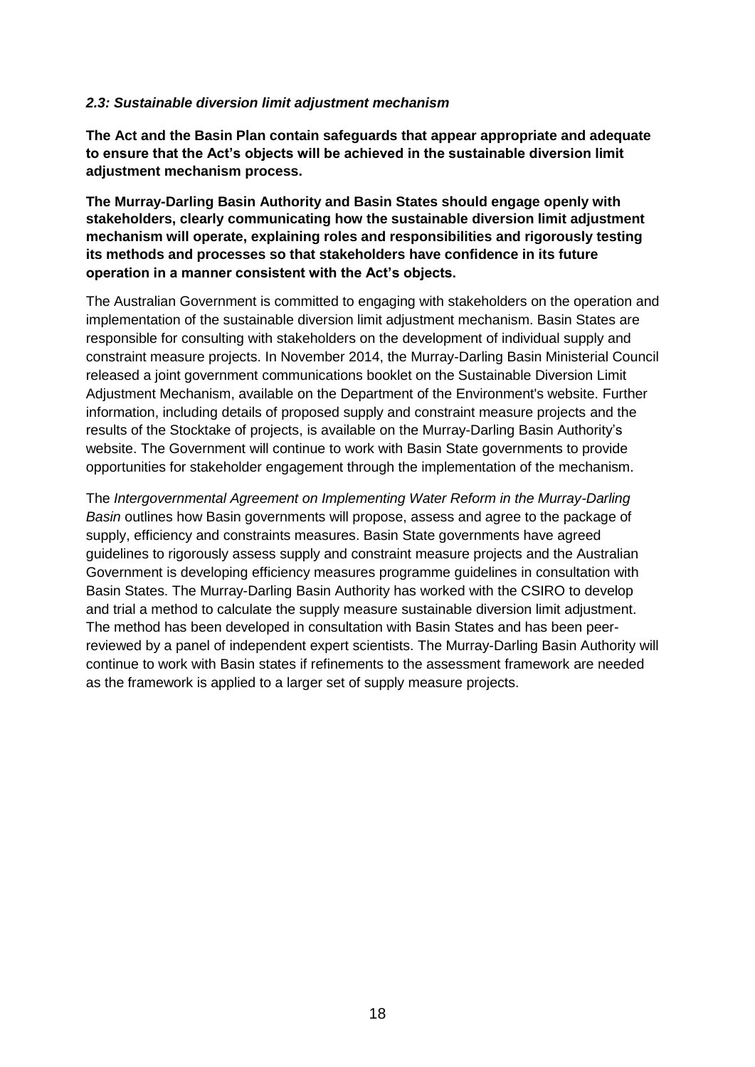### *2.3: Sustainable diversion limit adjustment mechanism*

**The Act and the Basin Plan contain safeguards that appear appropriate and adequate to ensure that the Act's objects will be achieved in the sustainable diversion limit adjustment mechanism process.**

**The Murray-Darling Basin Authority and Basin States should engage openly with stakeholders, clearly communicating how the sustainable diversion limit adjustment mechanism will operate, explaining roles and responsibilities and rigorously testing its methods and processes so that stakeholders have confidence in its future operation in a manner consistent with the Act's objects.**

The Australian Government is committed to engaging with stakeholders on the operation and implementation of the sustainable diversion limit adjustment mechanism. Basin States are responsible for consulting with stakeholders on the development of individual supply and constraint measure projects. In November 2014, the Murray-Darling Basin Ministerial Council released a joint government communications booklet on the Sustainable Diversion Limit Adjustment Mechanism, available on the Department of the Environment's website. Further information, including details of proposed supply and constraint measure projects and the results of the Stocktake of projects, is available on the Murray-Darling Basin Authority's website. The Government will continue to work with Basin State governments to provide opportunities for stakeholder engagement through the implementation of the mechanism.

The *Intergovernmental Agreement on Implementing Water Reform in the Murray-Darling Basin* outlines how Basin governments will propose, assess and agree to the package of supply, efficiency and constraints measures. Basin State governments have agreed guidelines to rigorously assess supply and constraint measure projects and the Australian Government is developing efficiency measures programme guidelines in consultation with Basin States. The Murray-Darling Basin Authority has worked with the CSIRO to develop and trial a method to calculate the supply measure sustainable diversion limit adjustment. The method has been developed in consultation with Basin States and has been peer-reviewed by a panel of independent expert scientists. The Murray-Darling Basin Authority will continue to work with Basin states if refinements to the assessment framework are needed as the framework is applied to a larger set of supply measure projects.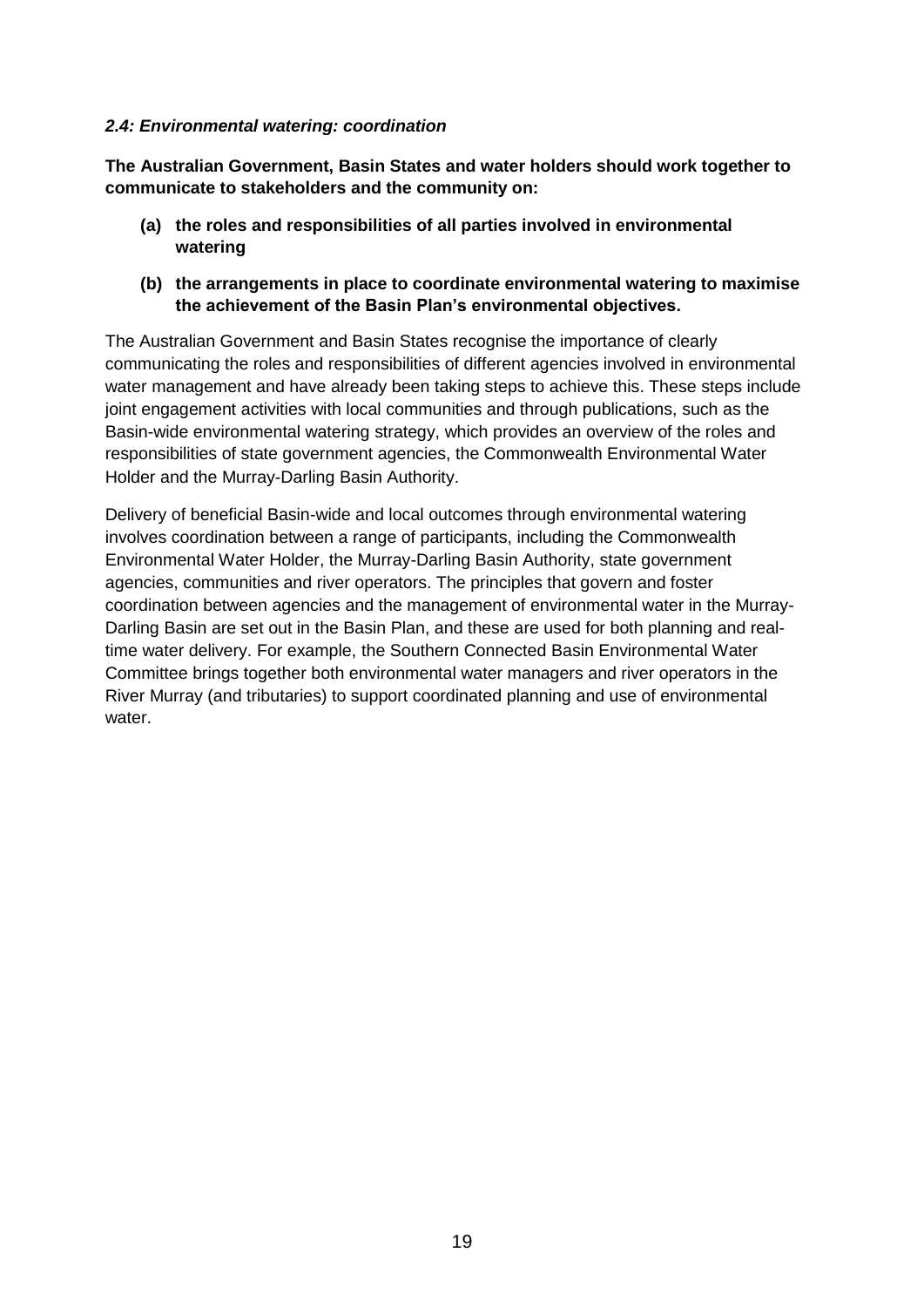#### *2.4: Environmental watering: coordination*

**The Australian Government, Basin States and water holders should work together to communicate to stakeholders and the community on:**

- **(a) the roles and responsibilities of all parties involved in environmental watering**
- **(b) the arrangements in place to coordinate environmental watering to maximise the achievement of the Basin Plan's environmental objectives.**

The Australian Government and Basin States recognise the importance of clearly communicating the roles and responsibilities of different agencies involved in environmental water management and have already been taking steps to achieve this. These steps include joint engagement activities with local communities and through publications, such as the Basin-wide environmental watering strategy, which provides an overview of the roles and responsibilities of state government agencies, the Commonwealth Environmental Water Holder and the Murray-Darling Basin Authority.

Delivery of beneficial Basin-wide and local outcomes through environmental watering involves coordination between a range of participants, including the Commonwealth Environmental Water Holder, the Murray-Darling Basin Authority, state government agencies, communities and river operators. The principles that govern and foster coordination between agencies and the management of environmental water in the Murray-Darling Basin are set out in the Basin Plan, and these are used for both planning and real-time water delivery. For example, the Southern Connected Basin Environmental Water Committee brings together both environmental water managers and river operators in the River Murray (and tributaries) to support coordinated planning and use of environmental water.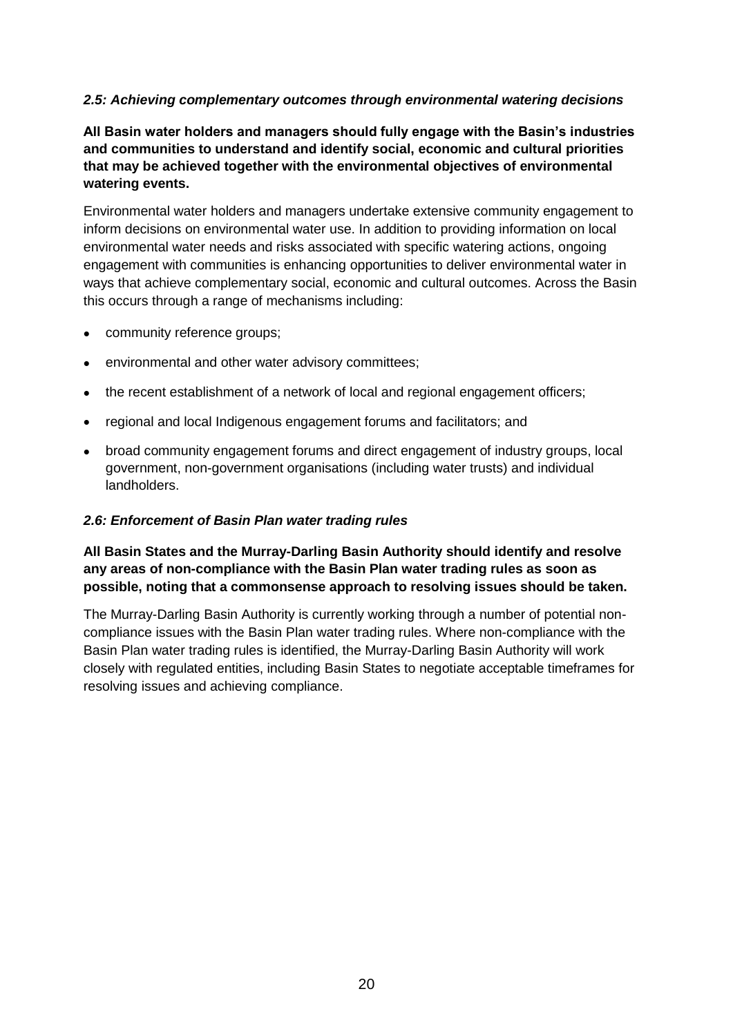### *2.5: Achieving complementary outcomes through environmental watering decisions*

**All Basin water holders and managers should fully engage with the Basin's industries and communities to understand and identify social, economic and cultural priorities that may be achieved together with the environmental objectives of environmental watering events.**

Environmental water holders and managers undertake extensive community engagement to inform decisions on environmental water use. In addition to providing information on local environmental water needs and risks associated with specific watering actions, ongoing engagement with communities is enhancing opportunities to deliver environmental water in ways that achieve complementary social, economic and cultural outcomes. Across the Basin this occurs through a range of mechanisms including:

- community reference groups;
- environmental and other water advisory committees;
- the recent establishment of a network of local and regional engagement officers;
- regional and local Indigenous engagement forums and facilitators; and
- broad community engagement forums and direct engagement of industry groups, local government, non-government organisations (including water trusts) and individual landholders.

### *2.6: Enforcement of Basin Plan water trading rules*

**All Basin States and the Murray-Darling Basin Authority should identify and resolve any areas of non-compliance with the Basin Plan water trading rules as soon as possible, noting that a commonsense approach to resolving issues should be taken.**

The Murray-Darling Basin Authority is currently working through a number of potential non-compliance issues with the Basin Plan water trading rules. Where non-compliance with the Basin Plan water trading rules is identified, the Murray-Darling Basin Authority will work closely with regulated entities, including Basin States to negotiate acceptable timeframes for resolving issues and achieving compliance.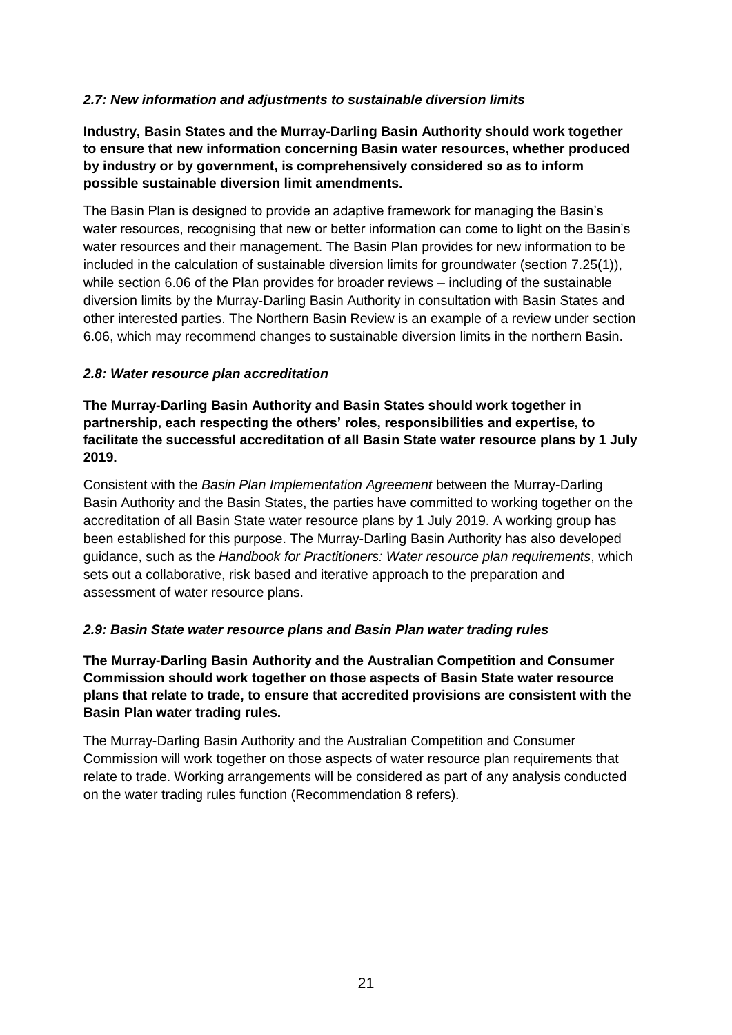### *2.7: New information and adjustments to sustainable diversion limits*

**Industry, Basin States and the Murray-Darling Basin Authority should work together to ensure that new information concerning Basin water resources, whether produced by industry or by government, is comprehensively considered so as to inform possible sustainable diversion limit amendments.**

The Basin Plan is designed to provide an adaptive framework for managing the Basin's water resources, recognising that new or better information can come to light on the Basin's water resources and their management. The Basin Plan provides for new information to be included in the calculation of sustainable diversion limits for groundwater (section 7.25(1)), while section 6.06 of the Plan provides for broader reviews – including of the sustainable diversion limits by the Murray-Darling Basin Authority in consultation with Basin States and other interested parties. The Northern Basin Review is an example of a review under section 6.06, which may recommend changes to sustainable diversion limits in the northern Basin.

### *2.8: Water resource plan accreditation*

**The Murray-Darling Basin Authority and Basin States should work together in partnership, each respecting the others' roles, responsibilities and expertise, to facilitate the successful accreditation of all Basin State water resource plans by 1 July 2019.**

Consistent with the *Basin Plan Implementation Agreement* between the Murray-Darling Basin Authority and the Basin States, the parties have committed to working together on the accreditation of all Basin State water resource plans by 1 July 2019. A working group has been established for this purpose. The Murray-Darling Basin Authority has also developed guidance, such as the *Handbook for Practitioners: Water resource plan requirements*, which sets out a collaborative, risk based and iterative approach to the preparation and assessment of water resource plans.

### *2.9: Basin State water resource plans and Basin Plan water trading rules*

**The Murray-Darling Basin Authority and the Australian Competition and Consumer Commission should work together on those aspects of Basin State water resource plans that relate to trade, to ensure that accredited provisions are consistent with the Basin Plan water trading rules.**

The Murray-Darling Basin Authority and the Australian Competition and Consumer Commission will work together on those aspects of water resource plan requirements that relate to trade. Working arrangements will be considered as part of any analysis conducted on the water trading rules function (Recommendation 8 refers).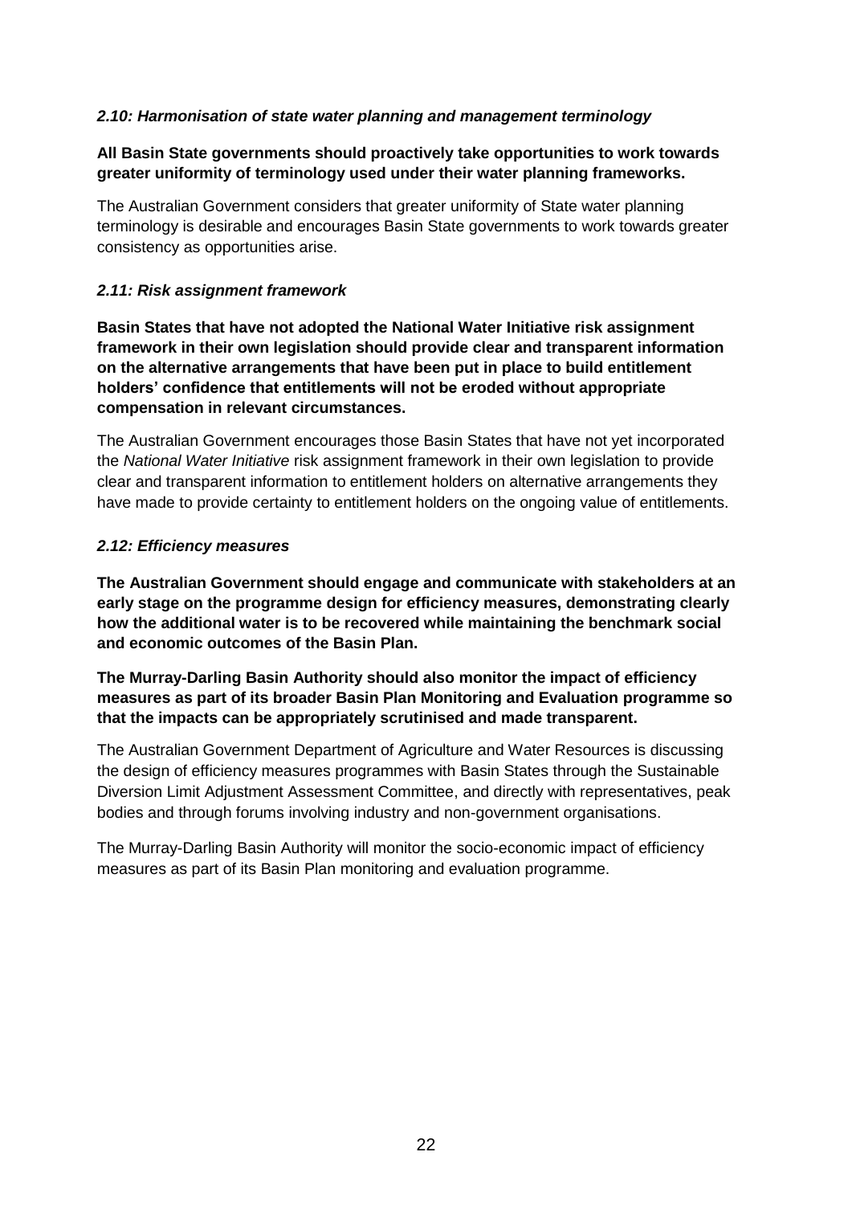### *2.10: Harmonisation of state water planning and management terminology*

**All Basin State governments should proactively take opportunities to work towards greater uniformity of terminology used under their water planning frameworks.**

The Australian Government considers that greater uniformity of State water planning terminology is desirable and encourages Basin State governments to work towards greater consistency as opportunities arise.

### *2.11: Risk assignment framework*

**Basin States that have not adopted the National Water Initiative risk assignment framework in their own legislation should provide clear and transparent information on the alternative arrangements that have been put in place to build entitlement holders' confidence that entitlements will not be eroded without appropriate compensation in relevant circumstances.**

The Australian Government encourages those Basin States that have not yet incorporated the *National Water Initiative* risk assignment framework in their own legislation to provide clear and transparent information to entitlement holders on alternative arrangements they have made to provide certainty to entitlement holders on the ongoing value of entitlements.

### *2.12: Efficiency measures*

**The Australian Government should engage and communicate with stakeholders at an early stage on the programme design for efficiency measures, demonstrating clearly how the additional water is to be recovered while maintaining the benchmark social and economic outcomes of the Basin Plan.**

**The Murray-Darling Basin Authority should also monitor the impact of efficiency measures as part of its broader Basin Plan Monitoring and Evaluation programme so that the impacts can be appropriately scrutinised and made transparent.**

The Australian Government Department of Agriculture and Water Resources is discussing the design of efficiency measures programmes with Basin States through the Sustainable Diversion Limit Adjustment Assessment Committee, and directly with representatives, peak bodies and through forums involving industry and non-government organisations.

The Murray-Darling Basin Authority will monitor the socio-economic impact of efficiency measures as part of its Basin Plan monitoring and evaluation programme.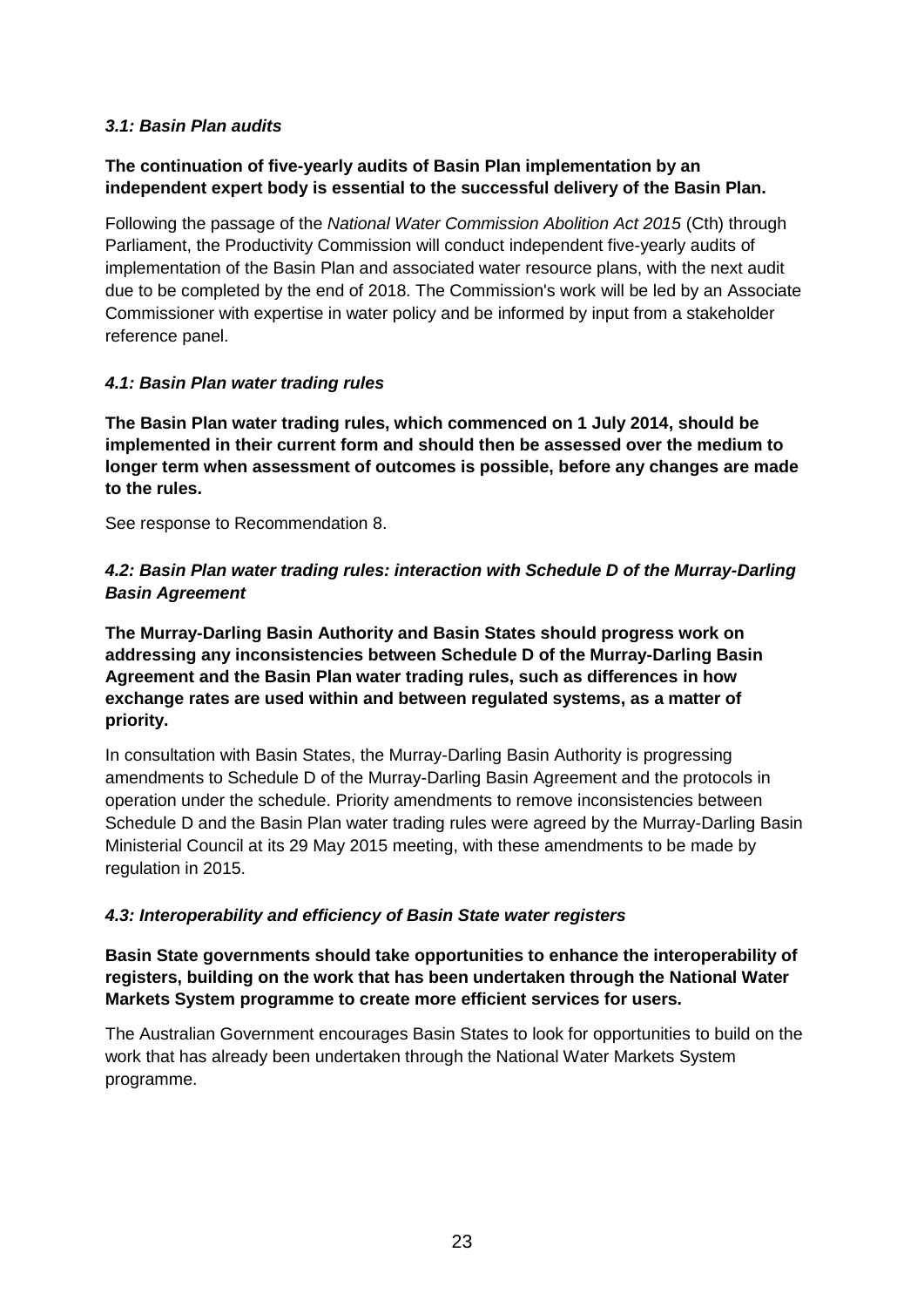*3.1: Basin Plan audits*

**The continuation of five-yearly audits of Basin Plan implementation by an independent expert body is essential to the successful delivery of the Basin Plan.**

Following the passage of the *National Water Commission Abolition Act 2015* (Cth) through Parliament, the Productivity Commission will conduct independent five-yearly audits of implementation of the Basin Plan and associated water resource plans, with the next audit due to be completed by the end of 2018. The Commission's work will be led by an Associate Commissioner with expertise in water policy and be informed by input from a stakeholder reference panel.

*4.1: Basin Plan water trading rules*

**The Basin Plan water trading rules, which commenced on 1 July 2014, should be implemented in their current form and should then be assessed over the medium to longer term when assessment of outcomes is possible, before any changes are made to the rules.**

See response to Recommendation 8.

*4.2: Basin Plan water trading rules: interaction with Schedule D of the Murray-Darling Basin Agreement*

**The Murray-Darling Basin Authority and Basin States should progress work on addressing any inconsistencies between Schedule D of the Murray-Darling Basin Agreement and the Basin Plan water trading rules, such as differences in how exchange rates are used within and between regulated systems, as a matter of priority.**

In consultation with Basin States, the Murray-Darling Basin Authority is progressing amendments to Schedule D of the Murray-Darling Basin Agreement and the protocols in operation under the schedule. Priority amendments to remove inconsistencies between Schedule D and the Basin Plan water trading rules were agreed by the Murray-Darling Basin Ministerial Council at its 29 May 2015 meeting, with these amendments to be made by regulation in 2015.

*4.3: Interoperability and efficiency of Basin State water registers*

**Basin State governments should take opportunities to enhance the interoperability of registers, building on the work that has been undertaken through the National Water Markets System programme to create more efficient services for users.**

The Australian Government encourages Basin States to look for opportunities to build on the work that has already been undertaken through the National Water Markets System programme.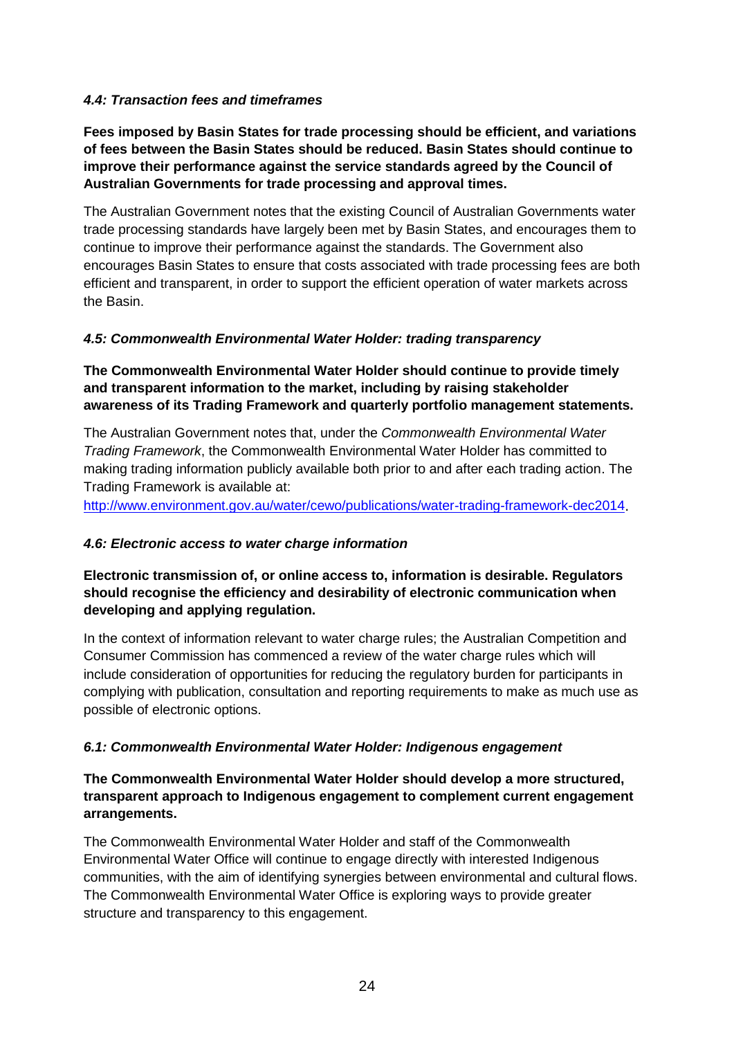#### *4.4: Transaction fees and timeframes*

**Fees imposed by Basin States for trade processing should be efficient, and variations of fees between the Basin States should be reduced. Basin States should continue to improve their performance against the service standards agreed by the Council of Australian Governments for trade processing and approval times.**

The Australian Government notes that the existing Council of Australian Governments water trade processing standards have largely been met by Basin States, and encourages them to continue to improve their performance against the standards. The Government also encourages Basin States to ensure that costs associated with trade processing fees are both efficient and transparent, in order to support the efficient operation of water markets across the Basin.

#### *4.5: Commonwealth Environmental Water Holder: trading transparency*

**The Commonwealth Environmental Water Holder should continue to provide timely and transparent information to the market, including by raising stakeholder awareness of its Trading Framework and quarterly portfolio management statements.**

The Australian Government notes that, under the *Commonwealth Environmental Water Trading Framework*, the Commonwealth Environmental Water Holder has committed to making trading information publicly available both prior to and after each trading action. The Trading Framework is available at: http://www.environment.gov.au/water/cewo/publications/water-trading-framework-dec2014.

#### *4.6: Electronic access to water charge information*

**Electronic transmission of, or online access to, information is desirable. Regulators should recognise the efficiency and desirability of electronic communication when developing and applying regulation.**

In the context of information relevant to water charge rules; the Australian Competition and Consumer Commission has commenced a review of the water charge rules which will include consideration of opportunities for reducing the regulatory burden for participants in complying with publication, consultation and reporting requirements to make as much use as possible of electronic options.

#### *6.1: Commonwealth Environmental Water Holder: Indigenous engagement*

**The Commonwealth Environmental Water Holder should develop a more structured, transparent approach to Indigenous engagement to complement current engagement arrangements.**

The Commonwealth Environmental Water Holder and staff of the Commonwealth Environmental Water Office will continue to engage directly with interested Indigenous communities, with the aim of identifying synergies between environmental and cultural flows. The Commonwealth Environmental Water Office is exploring ways to provide greater structure and transparency to this engagement.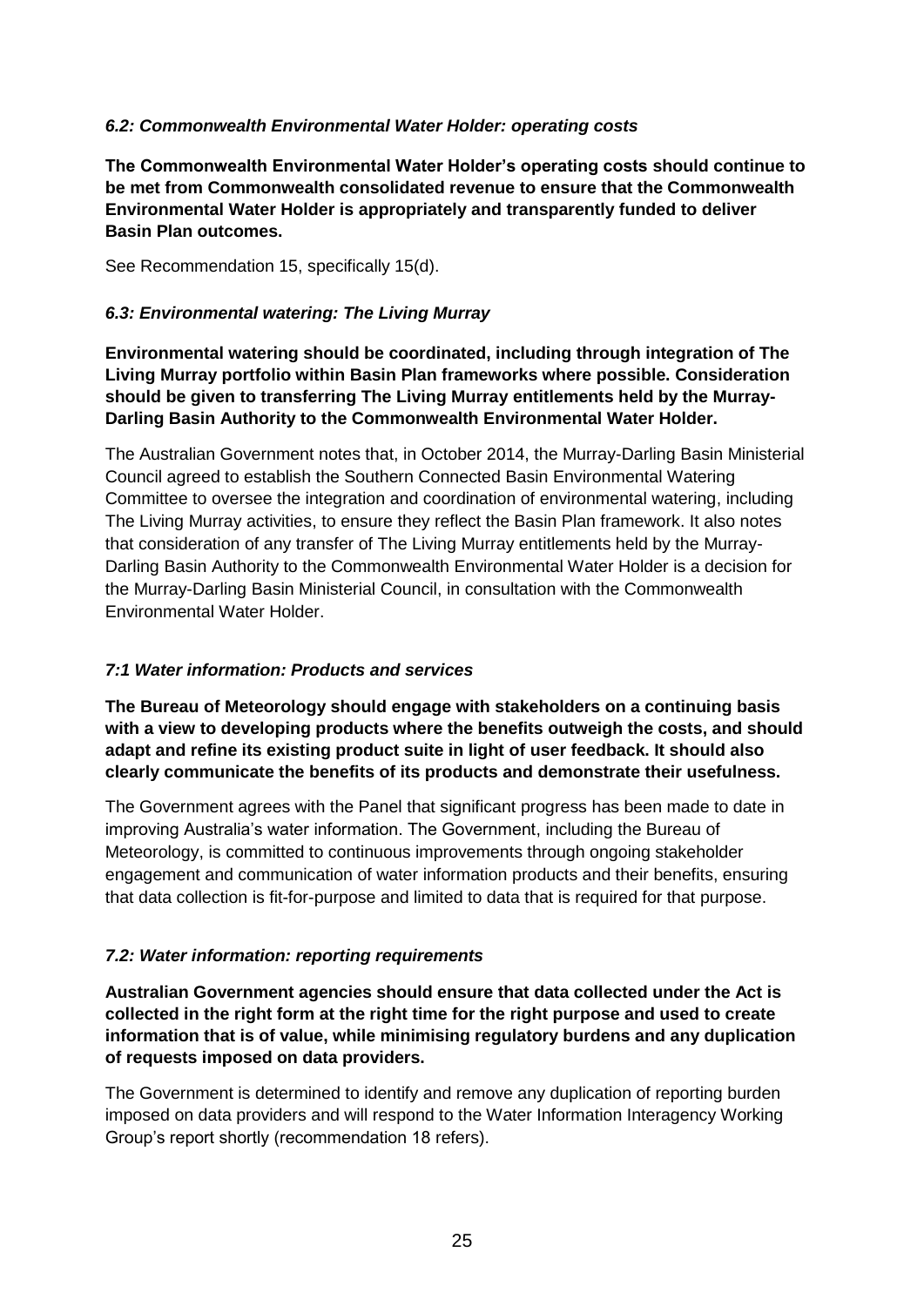### *6.2: Commonwealth Environmental Water Holder: operating costs*

**The Commonwealth Environmental Water Holder's operating costs should continue to be met from Commonwealth consolidated revenue to ensure that the Commonwealth Environmental Water Holder is appropriately and transparently funded to deliver Basin Plan outcomes.**

See Recommendation 15, specifically 15(d).

### *6.3: Environmental watering: The Living Murray*

**Environmental watering should be coordinated, including through integration of The Living Murray portfolio within Basin Plan frameworks where possible. Consideration should be given to transferring The Living Murray entitlements held by the Murray-Darling Basin Authority to the Commonwealth Environmental Water Holder.**

The Australian Government notes that, in October 2014, the Murray-Darling Basin Ministerial Council agreed to establish the Southern Connected Basin Environmental Watering Committee to oversee the integration and coordination of environmental watering, including The Living Murray activities, to ensure they reflect the Basin Plan framework. It also notes that consideration of any transfer of The Living Murray entitlements held by the Murray-Darling Basin Authority to the Commonwealth Environmental Water Holder is a decision for the Murray-Darling Basin Ministerial Council, in consultation with the Commonwealth Environmental Water Holder.

### *7:1 Water information: Products and services*

**The Bureau of Meteorology should engage with stakeholders on a continuing basis with a view to developing products where the benefits outweigh the costs, and should adapt and refine its existing product suite in light of user feedback. It should also clearly communicate the benefits of its products and demonstrate their usefulness.**

The Government agrees with the Panel that significant progress has been made to date in improving Australia's water information. The Government, including the Bureau of Meteorology, is committed to continuous improvements through ongoing stakeholder engagement and communication of water information products and their benefits, ensuring that data collection is fit-for-purpose and limited to data that is required for that purpose.

### *7.2: Water information: reporting requirements*

**Australian Government agencies should ensure that data collected under the Act is collected in the right form at the right time for the right purpose and used to create information that is of value, while minimising regulatory burdens and any duplication of requests imposed on data providers.**

The Government is determined to identify and remove any duplication of reporting burden imposed on data providers and will respond to the Water Information Interagency Working Group's report shortly (recommendation 18 refers).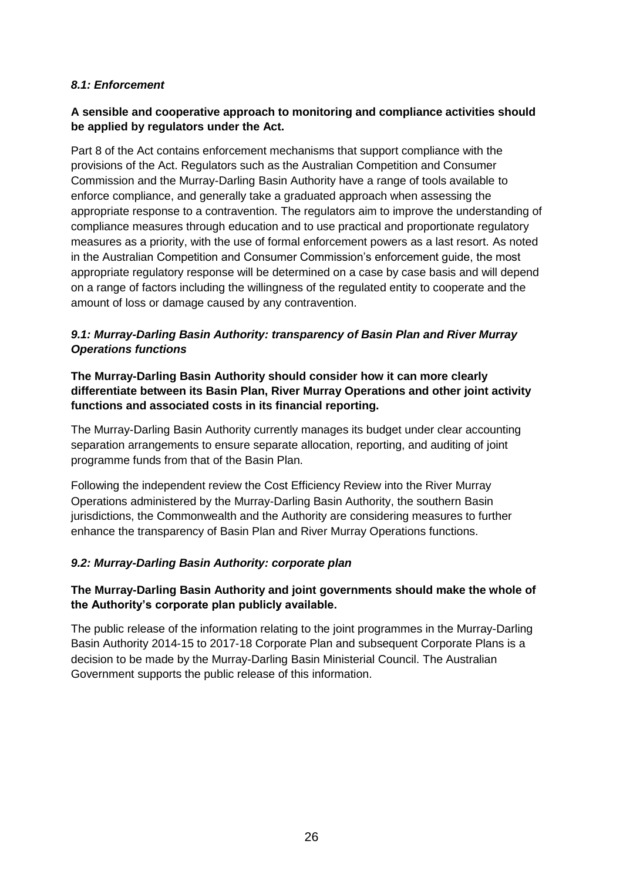### *8.1: Enforcement*

**A sensible and cooperative approach to monitoring and compliance activities should be applied by regulators under the Act.**

Part 8 of the Act contains enforcement mechanisms that support compliance with the provisions of the Act. Regulators such as the Australian Competition and Consumer Commission and the Murray-Darling Basin Authority have a range of tools available to enforce compliance, and generally take a graduated approach when assessing the appropriate response to a contravention. The regulators aim to improve the understanding of compliance measures through education and to use practical and proportionate regulatory measures as a priority, with the use of formal enforcement powers as a last resort. As noted in the Australian Competition and Consumer Commission's enforcement guide, the most appropriate regulatory response will be determined on a case by case basis and will depend on a range of factors including the willingness of the regulated entity to cooperate and the amount of loss or damage caused by any contravention.

### *9.1: Murray-Darling Basin Authority: transparency of Basin Plan and River Murray Operations functions*

**The Murray-Darling Basin Authority should consider how it can more clearly differentiate between its Basin Plan, River Murray Operations and other joint activity functions and associated costs in its financial reporting.**

The Murray-Darling Basin Authority currently manages its budget under clear accounting separation arrangements to ensure separate allocation, reporting, and auditing of joint programme funds from that of the Basin Plan.

Following the independent review the Cost Efficiency Review into the River Murray Operations administered by the Murray-Darling Basin Authority, the southern Basin jurisdictions, the Commonwealth and the Authority are considering measures to further enhance the transparency of Basin Plan and River Murray Operations functions.

### *9.2: Murray-Darling Basin Authority: corporate plan*

**The Murray-Darling Basin Authority and joint governments should make the whole of the Authority's corporate plan publicly available.**

The public release of the information relating to the joint programmes in the Murray-Darling Basin Authority 2014-15 to 2017-18 Corporate Plan and subsequent Corporate Plans is a decision to be made by the Murray-Darling Basin Ministerial Council. The Australian Government supports the public release of this information.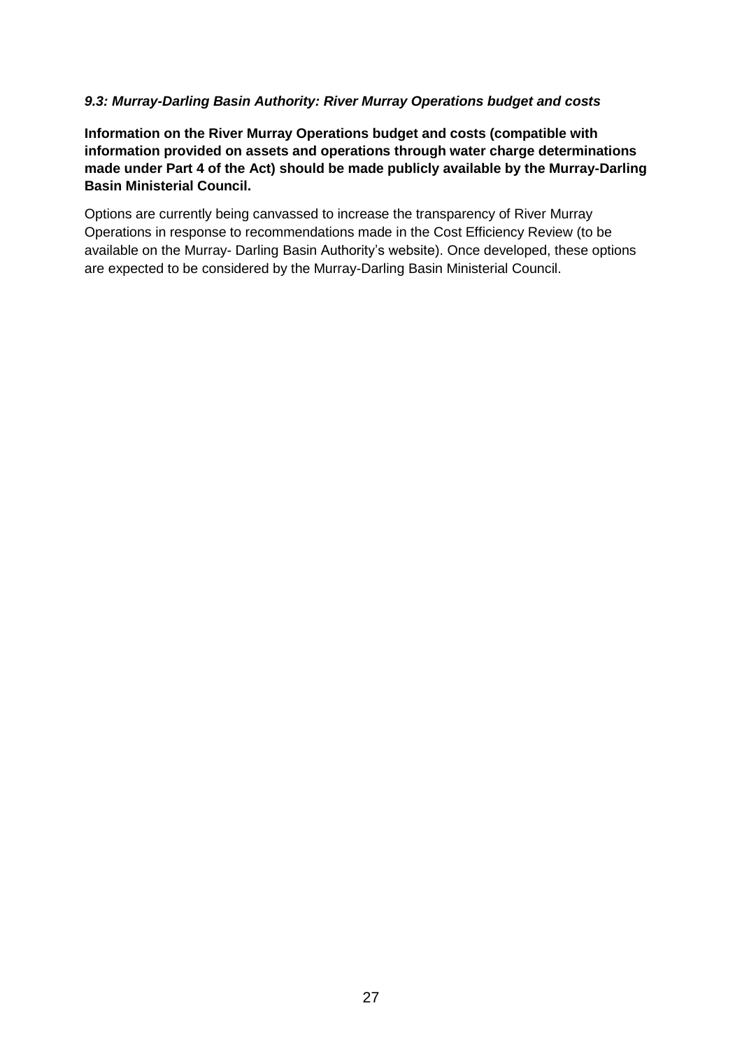### *9.3: Murray-Darling Basin Authority: River Murray Operations budget and costs*

**Information on the River Murray Operations budget and costs (compatible with information provided on assets and operations through water charge determinations made under Part 4 of the Act) should be made publicly available by the Murray-Darling Basin Ministerial Council.**

Options are currently being canvassed to increase the transparency of River Murray Operations in response to recommendations made in the Cost Efficiency Review (to be available on the Murray- Darling Basin Authority's website). Once developed, these options are expected to be considered by the Murray-Darling Basin Ministerial Council.